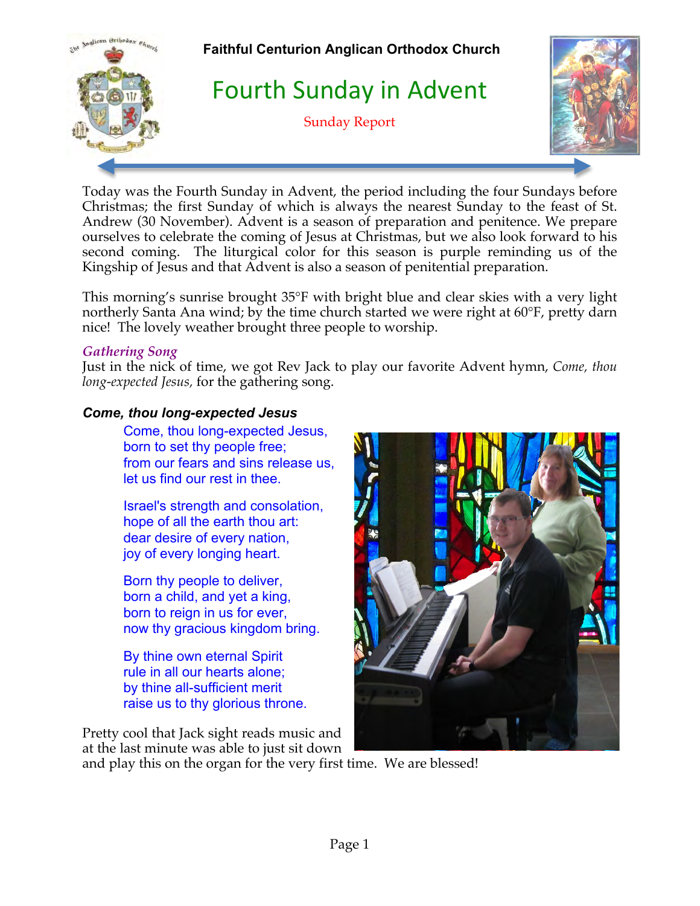**Faithful Centurion Anglican Orthodox Church**

# Fourth Sunday in Advent

Sunday Report

Today was the Fourth Sunday in Advent, the period including the four Sundays before Christmas; the first Sunday of which is always the nearest Sunday to the feast of St. Andrew (30 November). Advent is a season of preparation and penitence. We prepare ourselves to celebrate the coming of Jesus at Christmas, but we also look forward to his second coming. The liturgical color for this season is purple reminding us of the Kingship of Jesus and that Advent is also a season of penitential preparation.

This morning's sunrise brought 35°F with bright blue and clear skies with a very light northerly Santa Ana wind; by the time church started we were right at 60°F, pretty darn nice! The lovely weather brought three people to worship.

### *Gathering Song*

Just in the nick of time, we got Rev Jack to play our favorite Advent hymn, *Come, thou long-expected Jesus,* for the gathering song.

***Come, thou long-expected Jesus***

Come, thou long-expected Jesus,
born to set thy people free;
from our fears and sins release us,
let us find our rest in thee.

Israel's strength and consolation,
hope of all the earth thou art:
dear desire of every nation,
joy of every longing heart.

Born thy people to deliver,
born a child, and yet a king,
born to reign in us for ever,
now thy gracious kingdom bring.

By thine own eternal Spirit
rule in all our hearts alone;
by thine all-sufficient merit
raise us to thy glorious throne.

Pretty cool that Jack sight reads music and at the last minute was able to just sit down and play this on the organ for the very first time. We are blessed!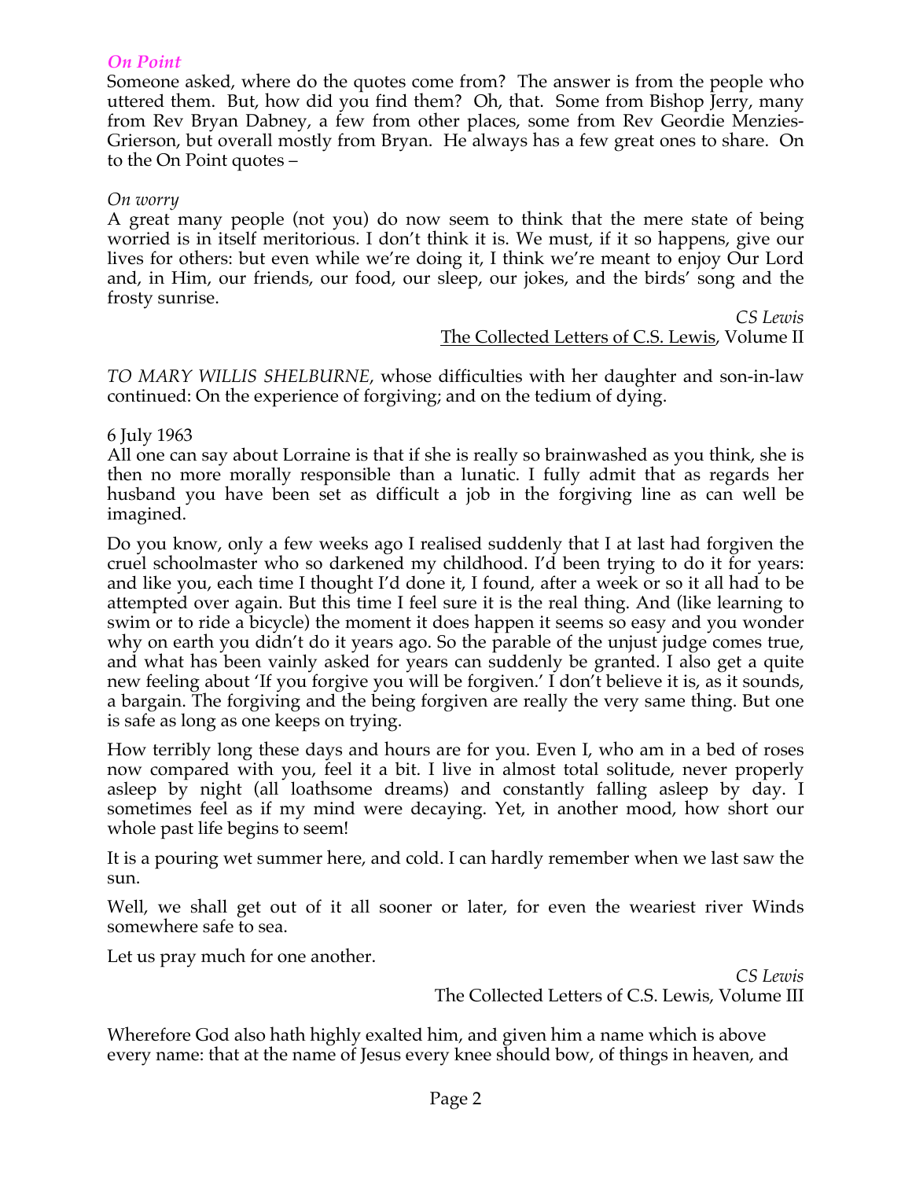*On Point*

Someone asked, where do the quotes come from? The answer is from the people who uttered them. But, how did you find them? Oh, that. Some from Bishop Jerry, many from Rev Bryan Dabney, a few from other places, some from Rev Geordie Menzies-Grierson, but overall mostly from Bryan. He always has a few great ones to share. On to the On Point quotes –

*On worry*

A great many people (not you) do now seem to think that the mere state of being worried is in itself meritorious. I don't think it is. We must, if it so happens, give our lives for others: but even while we're doing it, I think we're meant to enjoy Our Lord and, in Him, our friends, our food, our sleep, our jokes, and the birds' song and the frosty sunrise.

*CS Lewis*
The Collected Letters of C.S. Lewis, Volume II

*TO MARY WILLIS SHELBURNE*, whose difficulties with her daughter and son-in-law continued: On the experience of forgiving; and on the tedium of dying.

6 July 1963

All one can say about Lorraine is that if she is really so brainwashed as you think, she is then no more morally responsible than a lunatic. I fully admit that as regards her husband you have been set as difficult a job in the forgiving line as can well be imagined.

Do you know, only a few weeks ago I realised suddenly that I at last had forgiven the cruel schoolmaster who so darkened my childhood. I'd been trying to do it for years: and like you, each time I thought I'd done it, I found, after a week or so it all had to be attempted over again. But this time I feel sure it is the real thing. And (like learning to swim or to ride a bicycle) the moment it does happen it seems so easy and you wonder why on earth you didn't do it years ago. So the parable of the unjust judge comes true, and what has been vainly asked for years can suddenly be granted. I also get a quite new feeling about 'If you forgive you will be forgiven.' I don't believe it is, as it sounds, a bargain. The forgiving and the being forgiven are really the very same thing. But one is safe as long as one keeps on trying.

How terribly long these days and hours are for you. Even I, who am in a bed of roses now compared with you, feel it a bit. I live in almost total solitude, never properly asleep by night (all loathsome dreams) and constantly falling asleep by day. I sometimes feel as if my mind were decaying. Yet, in another mood, how short our whole past life begins to seem!

It is a pouring wet summer here, and cold. I can hardly remember when we last saw the sun.

Well, we shall get out of it all sooner or later, for even the weariest river Winds somewhere safe to sea.

Let us pray much for one another.

*CS Lewis*
The Collected Letters of C.S. Lewis, Volume III

Wherefore God also hath highly exalted him, and given him a name which is above every name: that at the name of Jesus every knee should bow, of things in heaven, and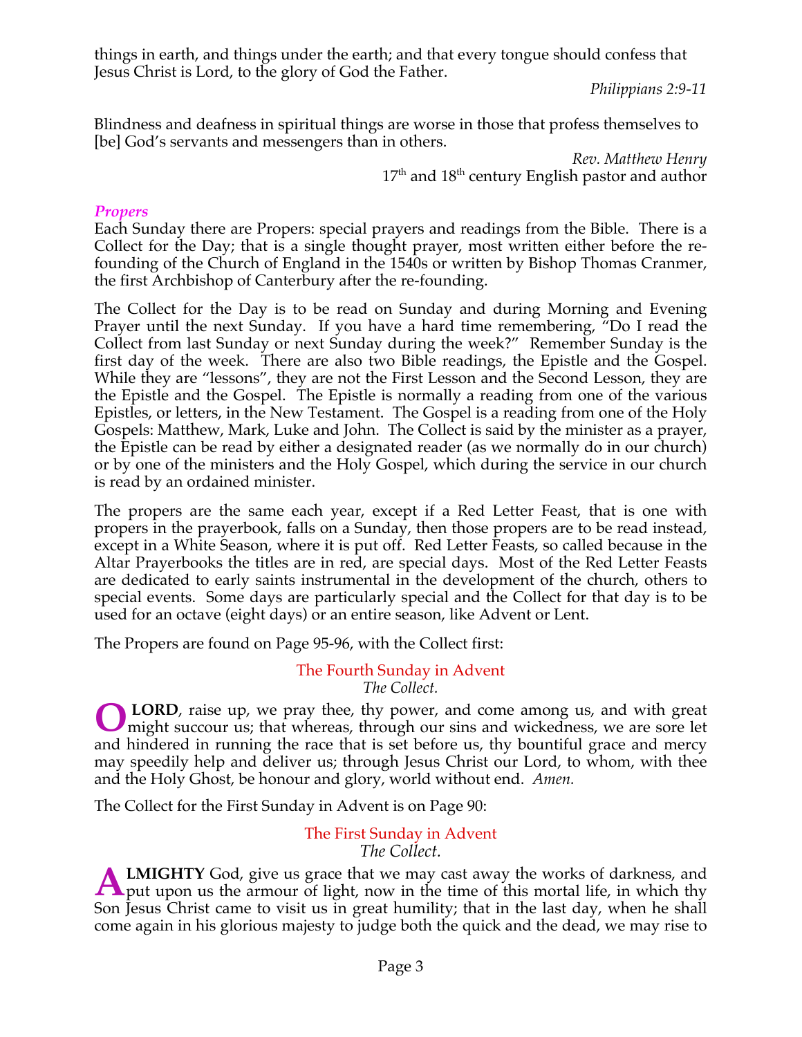things in earth, and things under the earth; and that every tongue should confess that Jesus Christ is Lord, to the glory of God the Father.

*Philippians 2:9-11*

Blindness and deafness in spiritual things are worse in those that profess themselves to [be] God's servants and messengers than in others.

*Rev. Matthew Henry*
17th and 18th century English pastor and author

### *Propers*

Each Sunday there are Propers: special prayers and readings from the Bible. There is a Collect for the Day; that is a single thought prayer, most written either before the re-founding of the Church of England in the 1540s or written by Bishop Thomas Cranmer, the first Archbishop of Canterbury after the re-founding.

The Collect for the Day is to be read on Sunday and during Morning and Evening Prayer until the next Sunday. If you have a hard time remembering, "Do I read the Collect from last Sunday or next Sunday during the week?" Remember Sunday is the first day of the week. There are also two Bible readings, the Epistle and the Gospel. While they are "lessons", they are not the First Lesson and the Second Lesson, they are the Epistle and the Gospel. The Epistle is normally a reading from one of the various Epistles, or letters, in the New Testament. The Gospel is a reading from one of the Holy Gospels: Matthew, Mark, Luke and John. The Collect is said by the minister as a prayer, the Epistle can be read by either a designated reader (as we normally do in our church) or by one of the ministers and the Holy Gospel, which during the service in our church is read by an ordained minister.

The propers are the same each year, except if a Red Letter Feast, that is one with propers in the prayerbook, falls on a Sunday, then those propers are to be read instead, except in a White Season, where it is put off. Red Letter Feasts, so called because in the Altar Prayerbooks the titles are in red, are special days. Most of the Red Letter Feasts are dedicated to early saints instrumental in the development of the church, others to special events. Some days are particularly special and the Collect for that day is to be used for an octave (eight days) or an entire season, like Advent or Lent.

The Propers are found on Page 95-96, with the Collect first:

The Fourth Sunday in Advent
*The Collect.*

**O LORD**, raise up, we pray thee, thy power, and come among us, and with great might succour us; that whereas, through our sins and wickedness, we are sore let and hindered in running the race that is set before us, thy bountiful grace and mercy may speedily help and deliver us; through Jesus Christ our Lord, to whom, with thee and the Holy Ghost, be honour and glory, world without end. *Amen.*

The Collect for the First Sunday in Advent is on Page 90:

The First Sunday in Advent
*The Collect.*

**ALMIGHTY** God, give us grace that we may cast away the works of darkness, and put upon us the armour of light, now in the time of this mortal life, in which thy Son Jesus Christ came to visit us in great humility; that in the last day, when he shall come again in his glorious majesty to judge both the quick and the dead, we may rise to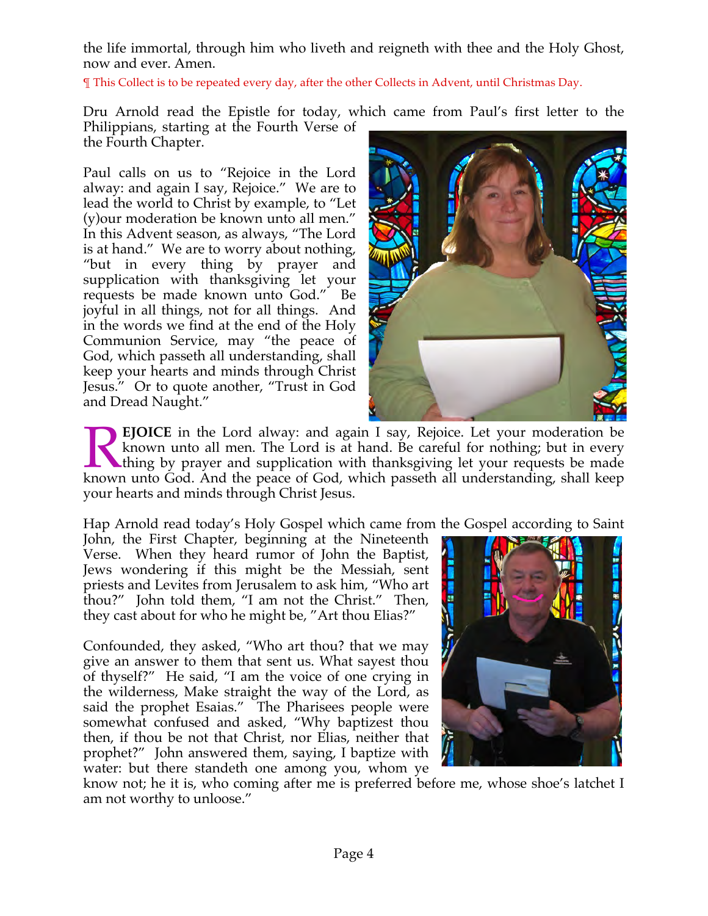the life immortal, through him who liveth and reigneth with thee and the Holy Ghost, now and ever. Amen.

¶ This Collect is to be repeated every day, after the other Collects in Advent, until Christmas Day.

Dru Arnold read the Epistle for today, which came from Paul's first letter to the Philippians, starting at the Fourth Verse of the Fourth Chapter.

Paul calls on us to "Rejoice in the Lord alway: and again I say, Rejoice." We are to lead the world to Christ by example, to "Let (y)our moderation be known unto all men." In this Advent season, as always, "The Lord is at hand." We are to worry about nothing, "but in every thing by prayer and supplication with thanksgiving let your requests be made known unto God." Be joyful in all things, not for all things. And in the words we find at the end of the Holy Communion Service, may "the peace of God, which passeth all understanding, shall keep your hearts and minds through Christ Jesus." Or to quote another, "Trust in God and Dread Naught."

**REJOICE** in the Lord alway: and again I say, Rejoice. Let your moderation be known unto all men. The Lord is at hand. Be careful for nothing; but in every thing by prayer and supplication with thanksgiving let your requests be made known unto God. And the peace of God, which passeth all understanding, shall keep your hearts and minds through Christ Jesus.

Hap Arnold read today's Holy Gospel which came from the Gospel according to Saint John, the First Chapter, beginning at the Nineteenth Verse. When they heard rumor of John the Baptist, Jews wondering if this might be the Messiah, sent priests and Levites from Jerusalem to ask him, "Who art thou?" John told them, "I am not the Christ." Then, they cast about for who he might be, "Art thou Elias?"

Confounded, they asked, "Who art thou? that we may give an answer to them that sent us. What sayest thou of thyself?" He said, "I am the voice of one crying in the wilderness, Make straight the way of the Lord, as said the prophet Esaias." The Pharisees people were somewhat confused and asked, "Why baptizest thou then, if thou be not that Christ, nor Elias, neither that prophet?" John answered them, saying, I baptize with water: but there standeth one among you, whom ye know not; he it is, who coming after me is preferred before me, whose shoe's latchet I am not worthy to unloose."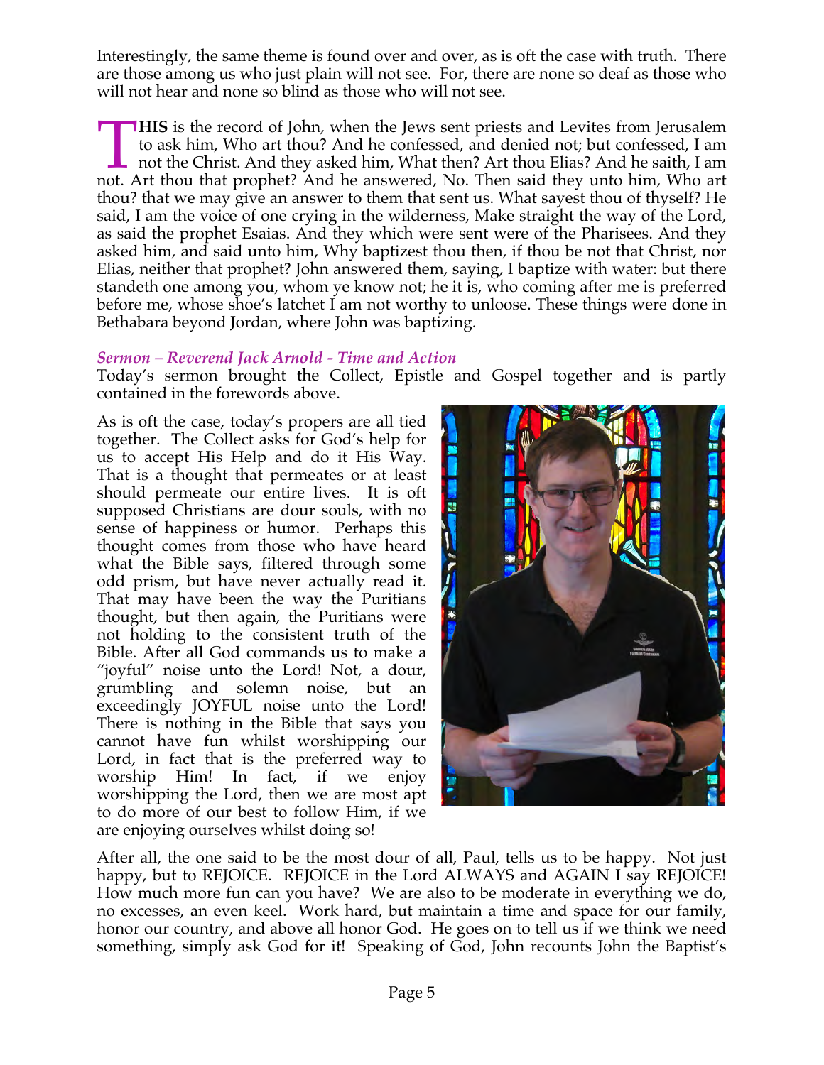Interestingly, the same theme is found over and over, as is oft the case with truth. There are those among us who just plain will not see. For, there are none so deaf as those who will not hear and none so blind as those who will not see.

**THIS** is the record of John, when the Jews sent priests and Levites from Jerusalem to ask him, Who art thou? And he confessed, and denied not; but confessed, I am not the Christ. And they asked him, What then? Art thou Elias? And he saith, I am not. Art thou that prophet? And he answered, No. Then said they unto him, Who art thou? that we may give an answer to them that sent us. What sayest thou of thyself? He said, I am the voice of one crying in the wilderness, Make straight the way of the Lord, as said the prophet Esaias. And they which were sent were of the Pharisees. And they asked him, and said unto him, Why baptizest thou then, if thou be not that Christ, nor Elias, neither that prophet? John answered them, saying, I baptize with water: but there standeth one among you, whom ye know not; he it is, who coming after me is preferred before me, whose shoe's latchet I am not worthy to unloose. These things were done in Bethabara beyond Jordan, where John was baptizing.

### *Sermon – Reverend Jack Arnold - Time and Action*

Today's sermon brought the Collect, Epistle and Gospel together and is partly contained in the forewords above.

As is oft the case, today's propers are all tied together. The Collect asks for God's help for us to accept His Help and do it His Way. That is a thought that permeates or at least should permeate our entire lives. It is oft supposed Christians are dour souls, with no sense of happiness or humor. Perhaps this thought comes from those who have heard what the Bible says, filtered through some odd prism, but have never actually read it. That may have been the way the Puritians thought, but then again, the Puritians were not holding to the consistent truth of the Bible. After all God commands us to make a "joyful" noise unto the Lord! Not, a dour, grumbling and solemn noise, but an exceedingly JOYFUL noise unto the Lord! There is nothing in the Bible that says you cannot have fun whilst worshipping our Lord, in fact that is the preferred way to worship Him! In fact, if we enjoy worshipping the Lord, then we are most apt to do more of our best to follow Him, if we are enjoying ourselves whilst doing so!

After all, the one said to be the most dour of all, Paul, tells us to be happy. Not just happy, but to REJOICE. REJOICE in the Lord ALWAYS and AGAIN I say REJOICE! How much more fun can you have? We are also to be moderate in everything we do, no excesses, an even keel. Work hard, but maintain a time and space for our family, honor our country, and above all honor God. He goes on to tell us if we think we need something, simply ask God for it! Speaking of God, John recounts John the Baptist's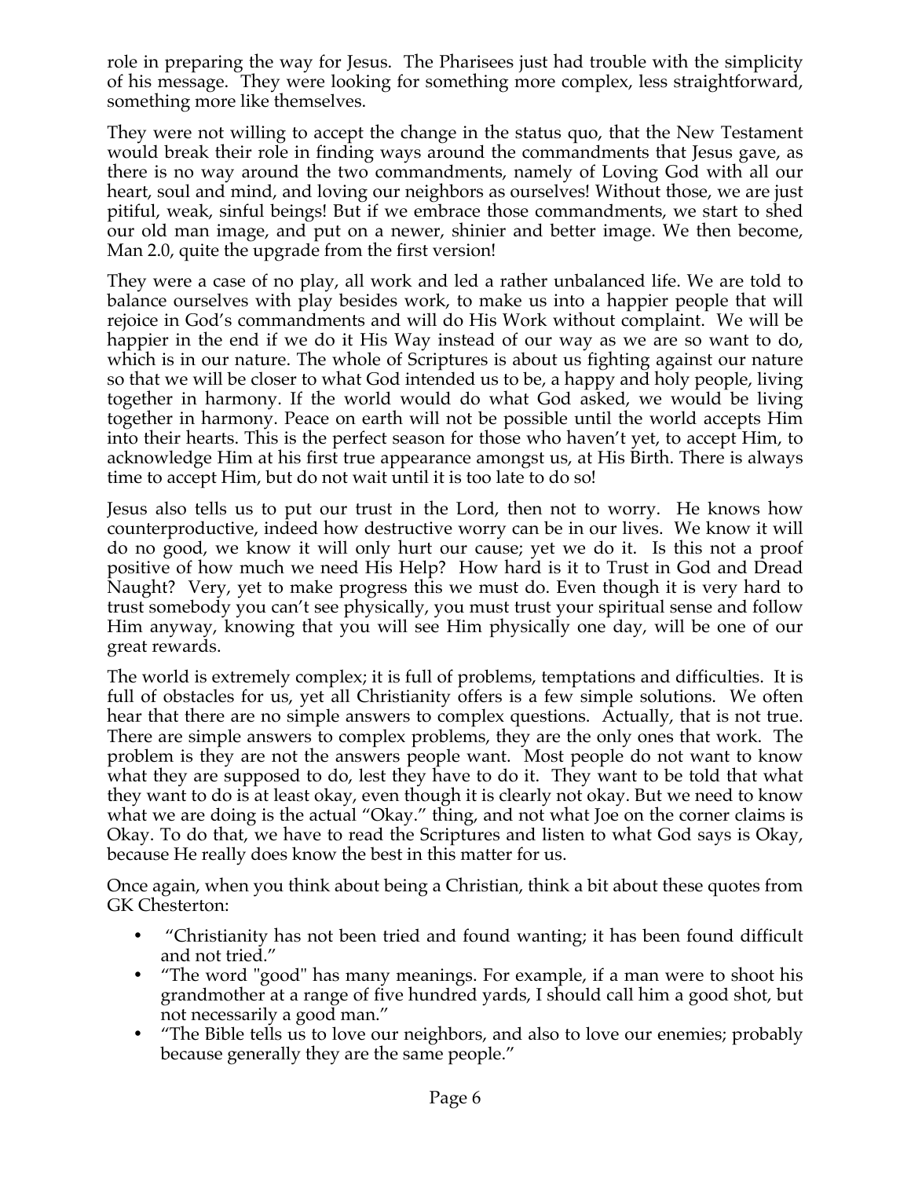role in preparing the way for Jesus. The Pharisees just had trouble with the simplicity of his message. They were looking for something more complex, less straightforward, something more like themselves.

They were not willing to accept the change in the status quo, that the New Testament would break their role in finding ways around the commandments that Jesus gave, as there is no way around the two commandments, namely of Loving God with all our heart, soul and mind, and loving our neighbors as ourselves! Without those, we are just pitiful, weak, sinful beings! But if we embrace those commandments, we start to shed our old man image, and put on a newer, shinier and better image. We then become, Man 2.0, quite the upgrade from the first version!

They were a case of no play, all work and led a rather unbalanced life. We are told to balance ourselves with play besides work, to make us into a happier people that will rejoice in God's commandments and will do His Work without complaint. We will be happier in the end if we do it His Way instead of our way as we are so want to do, which is in our nature. The whole of Scriptures is about us fighting against our nature so that we will be closer to what God intended us to be, a happy and holy people, living together in harmony. If the world would do what God asked, we would be living together in harmony. Peace on earth will not be possible until the world accepts Him into their hearts. This is the perfect season for those who haven't yet, to accept Him, to acknowledge Him at his first true appearance amongst us, at His Birth. There is always time to accept Him, but do not wait until it is too late to do so!

Jesus also tells us to put our trust in the Lord, then not to worry. He knows how counterproductive, indeed how destructive worry can be in our lives. We know it will do no good, we know it will only hurt our cause; yet we do it. Is this not a proof positive of how much we need His Help? How hard is it to Trust in God and Dread Naught? Very, yet to make progress this we must do. Even though it is very hard to trust somebody you can't see physically, you must trust your spiritual sense and follow Him anyway, knowing that you will see Him physically one day, will be one of our great rewards.

The world is extremely complex; it is full of problems, temptations and difficulties. It is full of obstacles for us, yet all Christianity offers is a few simple solutions. We often hear that there are no simple answers to complex questions. Actually, that is not true. There are simple answers to complex problems, they are the only ones that work. The problem is they are not the answers people want. Most people do not want to know what they are supposed to do, lest they have to do it. They want to be told that what they want to do is at least okay, even though it is clearly not okay. But we need to know what we are doing is the actual "Okay." thing, and not what Joe on the corner claims is Okay. To do that, we have to read the Scriptures and listen to what God says is Okay, because He really does know the best in this matter for us.

Once again, when you think about being a Christian, think a bit about these quotes from GK Chesterton:

- "Christianity has not been tried and found wanting; it has been found difficult and not tried."
- "The word "good" has many meanings. For example, if a man were to shoot his grandmother at a range of five hundred yards, I should call him a good shot, but not necessarily a good man."
- "The Bible tells us to love our neighbors, and also to love our enemies; probably because generally they are the same people."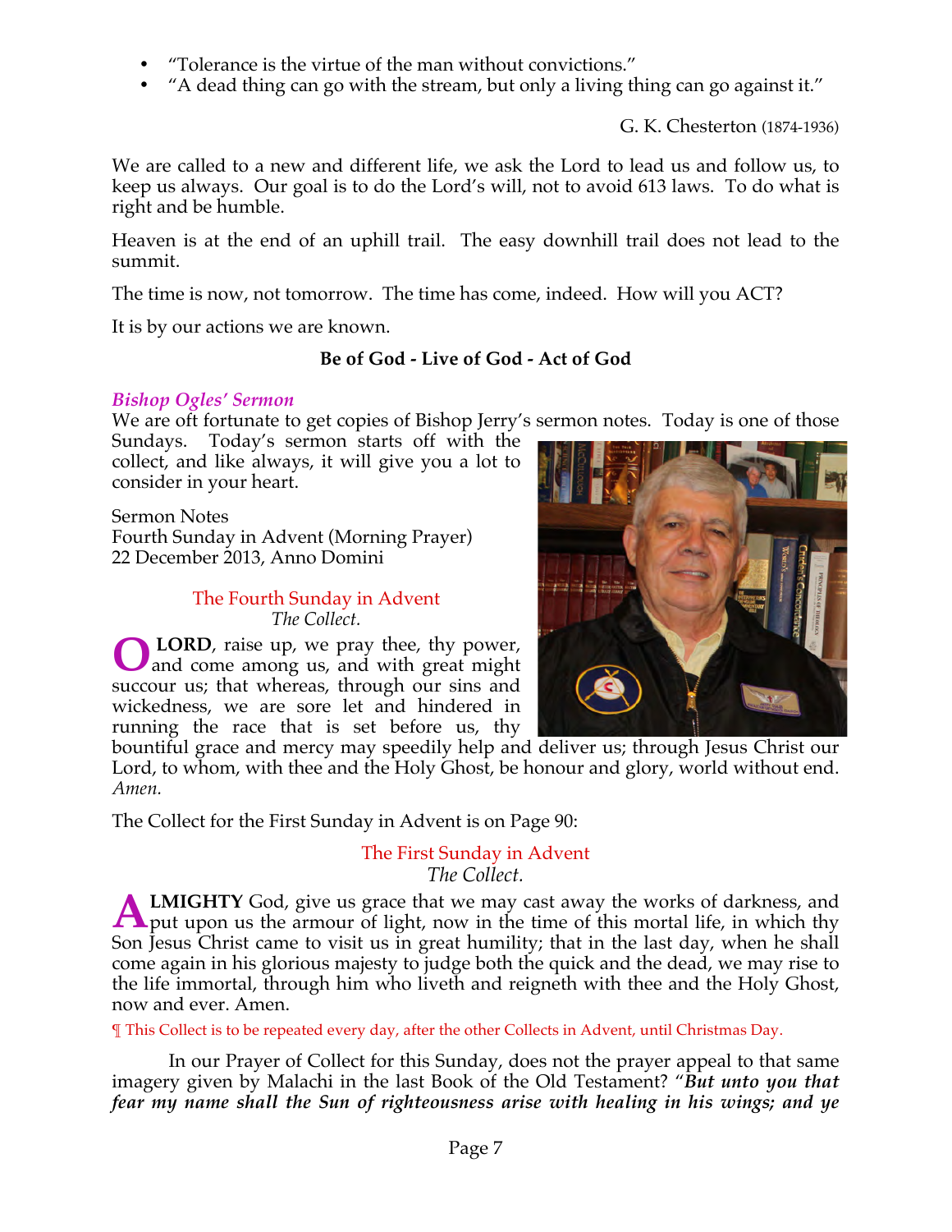- "Tolerance is the virtue of the man without convictions."
- "A dead thing can go with the stream, but only a living thing can go against it."

G. K. Chesterton (1874-1936)

We are called to a new and different life, we ask the Lord to lead us and follow us, to keep us always. Our goal is to do the Lord's will, not to avoid 613 laws. To do what is right and be humble.

Heaven is at the end of an uphill trail. The easy downhill trail does not lead to the summit.

The time is now, not tomorrow. The time has come, indeed. How will you ACT?

It is by our actions we are known.

**Be of God - Live of God - Act of God**

### *Bishop Ogles' Sermon*

We are oft fortunate to get copies of Bishop Jerry's sermon notes. Today is one of those Sundays. Today's sermon starts off with the collect, and like always, it will give you a lot to consider in your heart.

Sermon Notes
Fourth Sunday in Advent (Morning Prayer)
22 December 2013, Anno Domini

The Fourth Sunday in Advent
*The Collect.*

O **LORD**, raise up, we pray thee, thy power, and come among us, and with great might succour us; that whereas, through our sins and wickedness, we are sore let and hindered in running the race that is set before us, thy bountiful grace and mercy may speedily help and deliver us; through Jesus Christ our Lord, to whom, with thee and the Holy Ghost, be honour and glory, world without end. *Amen.*

The Collect for the First Sunday in Advent is on Page 90:

The First Sunday in Advent
*The Collect.*

A**LMIGHTY** God, give us grace that we may cast away the works of darkness, and put upon us the armour of light, now in the time of this mortal life, in which thy Son Jesus Christ came to visit us in great humility; that in the last day, when he shall come again in his glorious majesty to judge both the quick and the dead, we may rise to the life immortal, through him who liveth and reigneth with thee and the Holy Ghost, now and ever. Amen.

¶ This Collect is to be repeated every day, after the other Collects in Advent, until Christmas Day.

In our Prayer of Collect for this Sunday, does not the prayer appeal to that same imagery given by Malachi in the last Book of the Old Testament? "***But unto you that fear my name shall the Sun of righteousness arise with healing in his wings; and ye***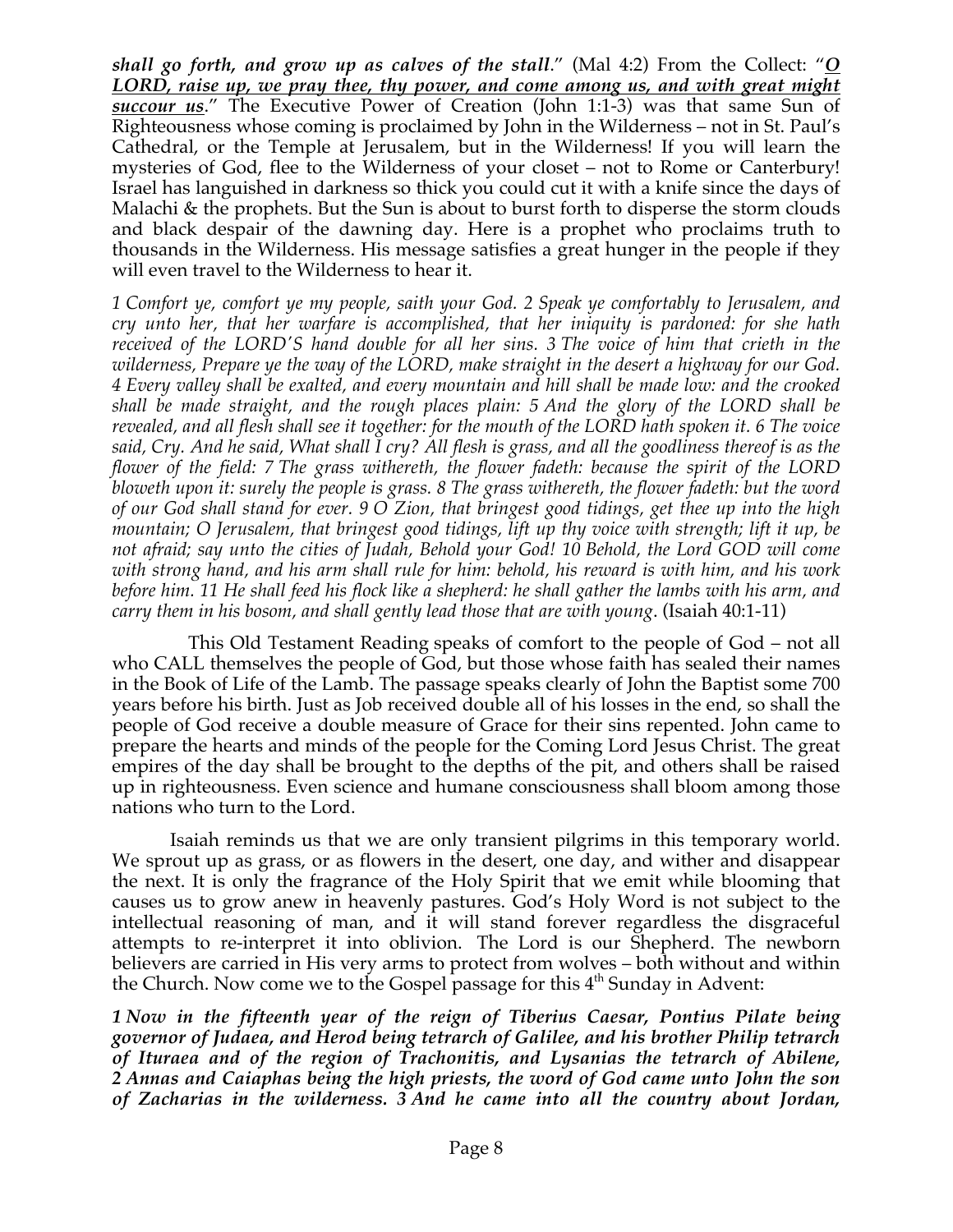***shall go forth, and grow up as calves of the stall*.**" (Mal 4:2) From the Collect: "***O LORD, raise up, we pray thee, thy power, and come among us, and with great might succour us*.**" The Executive Power of Creation (John 1:1-3) was that same Sun of Righteousness whose coming is proclaimed by John in the Wilderness – not in St. Paul's Cathedral, or the Temple at Jerusalem, but in the Wilderness! If you will learn the mysteries of God, flee to the Wilderness of your closet – not to Rome or Canterbury! Israel has languished in darkness so thick you could cut it with a knife since the days of Malachi & the prophets. But the Sun is about to burst forth to disperse the storm clouds and black despair of the dawning day. Here is a prophet who proclaims truth to thousands in the Wilderness. His message satisfies a great hunger in the people if they will even travel to the Wilderness to hear it.

*1 Comfort ye, comfort ye my people, saith your God. 2 Speak ye comfortably to Jerusalem, and cry unto her, that her warfare is accomplished, that her iniquity is pardoned: for she hath received of the LORD'S hand double for all her sins. 3 The voice of him that crieth in the wilderness, Prepare ye the way of the LORD, make straight in the desert a highway for our God. 4 Every valley shall be exalted, and every mountain and hill shall be made low: and the crooked shall be made straight, and the rough places plain: 5 And the glory of the LORD shall be revealed, and all flesh shall see it together: for the mouth of the LORD hath spoken it. 6 The voice said, Cry. And he said, What shall I cry? All flesh is grass, and all the goodliness thereof is as the flower of the field: 7 The grass withereth, the flower fadeth: because the spirit of the LORD bloweth upon it: surely the people is grass. 8 The grass withereth, the flower fadeth: but the word of our God shall stand for ever. 9 O Zion, that bringest good tidings, get thee up into the high mountain; O Jerusalem, that bringest good tidings, lift up thy voice with strength; lift it up, be not afraid; say unto the cities of Judah, Behold your God! 10 Behold, the Lord GOD will come with strong hand, and his arm shall rule for him: behold, his reward is with him, and his work before him. 11 He shall feed his flock like a shepherd: he shall gather the lambs with his arm, and carry them in his bosom, and shall gently lead those that are with young*. (Isaiah 40:1-11)

This Old Testament Reading speaks of comfort to the people of God – not all who CALL themselves the people of God, but those whose faith has sealed their names in the Book of Life of the Lamb. The passage speaks clearly of John the Baptist some 700 years before his birth. Just as Job received double all of his losses in the end, so shall the people of God receive a double measure of Grace for their sins repented. John came to prepare the hearts and minds of the people for the Coming Lord Jesus Christ. The great empires of the day shall be brought to the depths of the pit, and others shall be raised up in righteousness. Even science and humane consciousness shall bloom among those nations who turn to the Lord.

Isaiah reminds us that we are only transient pilgrims in this temporary world. We sprout up as grass, or as flowers in the desert, one day, and wither and disappear the next. It is only the fragrance of the Holy Spirit that we emit while blooming that causes us to grow anew in heavenly pastures. God's Holy Word is not subject to the intellectual reasoning of man, and it will stand forever regardless the disgraceful attempts to re-interpret it into oblivion. The Lord is our Shepherd. The newborn believers are carried in His very arms to protect from wolves – both without and within the Church. Now come we to the Gospel passage for this 4th Sunday in Advent:

***1 Now in the fifteenth year of the reign of Tiberius Caesar, Pontius Pilate being governor of Judaea, and Herod being tetrarch of Galilee, and his brother Philip tetrarch of Ituraea and of the region of Trachonitis, and Lysanias the tetrarch of Abilene, 2 Annas and Caiaphas being the high priests, the word of God came unto John the son of Zacharias in the wilderness. 3 And he came into all the country about Jordan,***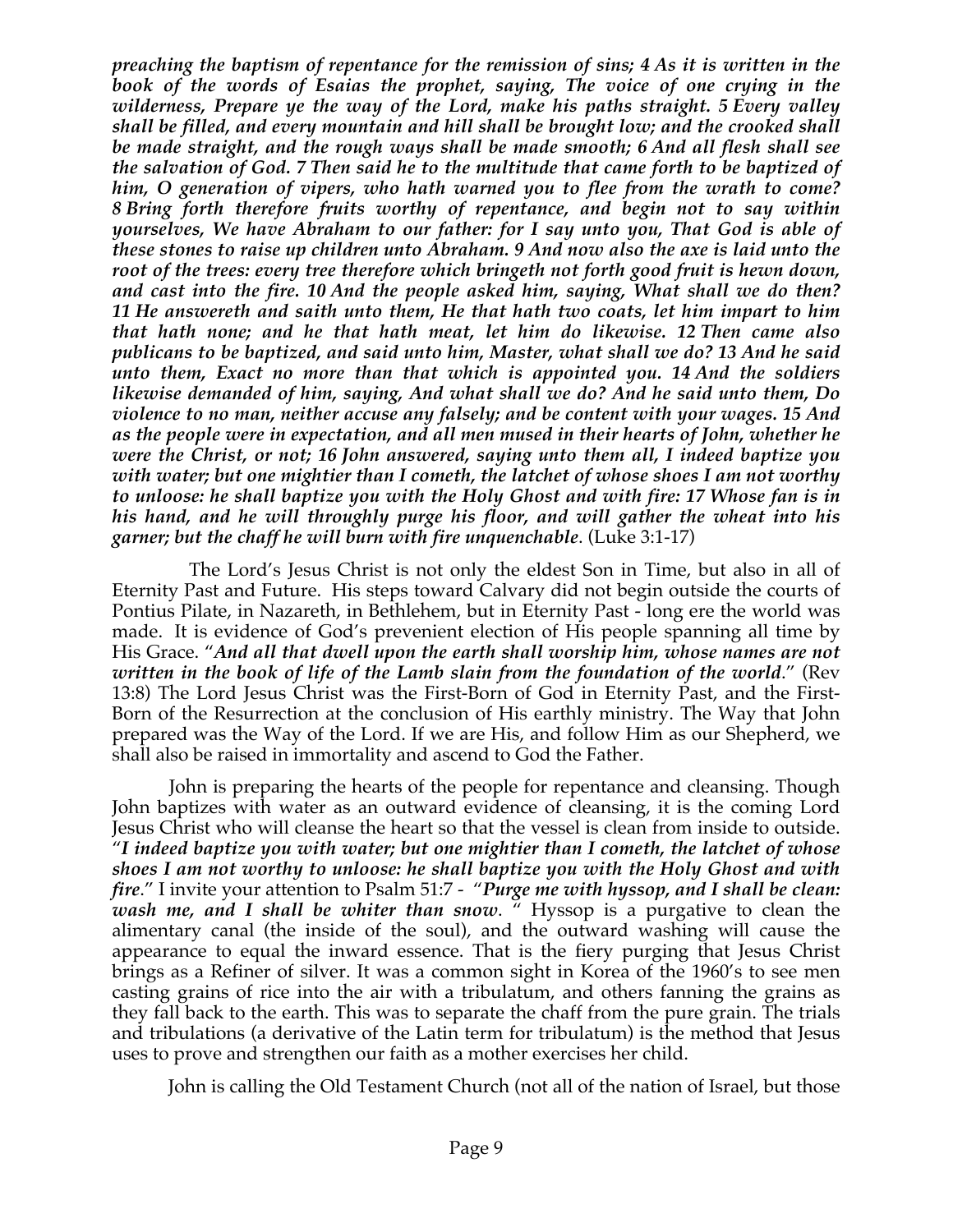***preaching the baptism of repentance for the remission of sins; 4 As it is written in the book of the words of Esaias the prophet, saying, The voice of one crying in the wilderness, Prepare ye the way of the Lord, make his paths straight. 5 Every valley shall be filled, and every mountain and hill shall be brought low; and the crooked shall be made straight, and the rough ways shall be made smooth; 6 And all flesh shall see the salvation of God. 7 Then said he to the multitude that came forth to be baptized of him, O generation of vipers, who hath warned you to flee from the wrath to come? 8 Bring forth therefore fruits worthy of repentance, and begin not to say within yourselves, We have Abraham to our father: for I say unto you, That God is able of these stones to raise up children unto Abraham. 9 And now also the axe is laid unto the root of the trees: every tree therefore which bringeth not forth good fruit is hewn down, and cast into the fire. 10 And the people asked him, saying, What shall we do then? 11 He answereth and saith unto them, He that hath two coats, let him impart to him that hath none; and he that hath meat, let him do likewise. 12 Then came also publicans to be baptized, and said unto him, Master, what shall we do? 13 And he said unto them, Exact no more than that which is appointed you. 14 And the soldiers likewise demanded of him, saying, And what shall we do? And he said unto them, Do violence to no man, neither accuse any falsely; and be content with your wages. 15 And as the people were in expectation, and all men mused in their hearts of John, whether he were the Christ, or not; 16 John answered, saying unto them all, I indeed baptize you with water; but one mightier than I cometh, the latchet of whose shoes I am not worthy to unloose: he shall baptize you with the Holy Ghost and with fire: 17 Whose fan is in his hand, and he will throughly purge his floor, and will gather the wheat into his garner; but the chaff he will burn with fire unquenchable***. (Luke 3:1-17)

The Lord's Jesus Christ is not only the eldest Son in Time, but also in all of Eternity Past and Future. His steps toward Calvary did not begin outside the courts of Pontius Pilate, in Nazareth, in Bethlehem, but in Eternity Past - long ere the world was made. It is evidence of God's prevenient election of His people spanning all time by His Grace. "***And all that dwell upon the earth shall worship him, whose names are not written in the book of life of the Lamb slain from the foundation of the world***." (Rev 13:8) The Lord Jesus Christ was the First-Born of God in Eternity Past, and the First-Born of the Resurrection at the conclusion of His earthly ministry. The Way that John prepared was the Way of the Lord. If we are His, and follow Him as our Shepherd, we shall also be raised in immortality and ascend to God the Father.

John is preparing the hearts of the people for repentance and cleansing. Though John baptizes with water as an outward evidence of cleansing, it is the coming Lord Jesus Christ who will cleanse the heart so that the vessel is clean from inside to outside. "***I indeed baptize you with water; but one mightier than I cometh, the latchet of whose shoes I am not worthy to unloose: he shall baptize you with the Holy Ghost and with fire***." I invite your attention to Psalm 51:7 - "***Purge me with hyssop, and I shall be clean: wash me, and I shall be whiter than snow***. " Hyssop is a purgative to clean the alimentary canal (the inside of the soul), and the outward washing will cause the appearance to equal the inward essence. That is the fiery purging that Jesus Christ brings as a Refiner of silver. It was a common sight in Korea of the 1960's to see men casting grains of rice into the air with a tribulatum, and others fanning the grains as they fall back to the earth. This was to separate the chaff from the pure grain. The trials and tribulations (a derivative of the Latin term for tribulatum) is the method that Jesus uses to prove and strengthen our faith as a mother exercises her child.

John is calling the Old Testament Church (not all of the nation of Israel, but those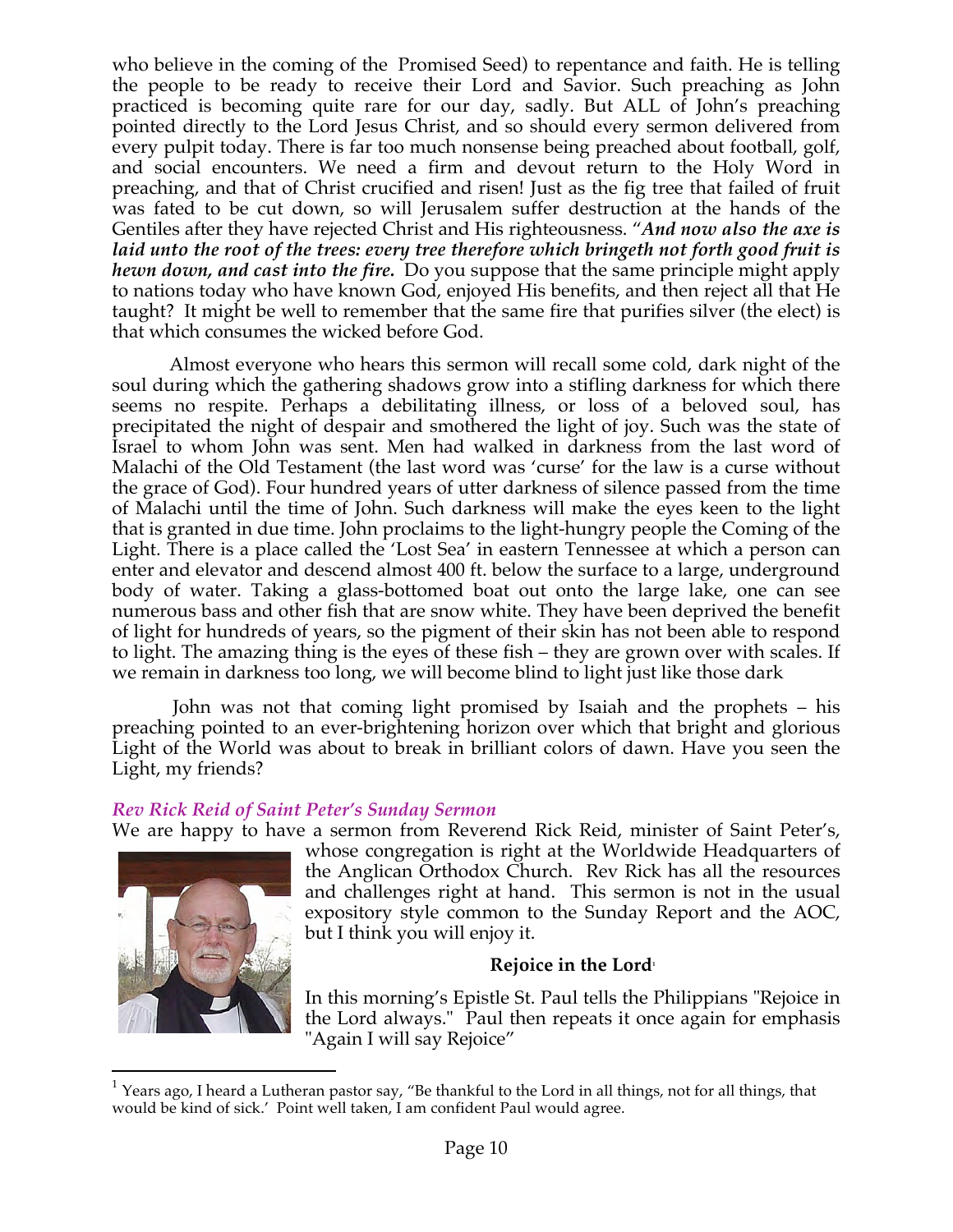who believe in the coming of the Promised Seed) to repentance and faith. He is telling the people to be ready to receive their Lord and Savior. Such preaching as John practiced is becoming quite rare for our day, sadly. But ALL of John's preaching pointed directly to the Lord Jesus Christ, and so should every sermon delivered from every pulpit today. There is far too much nonsense being preached about football, golf, and social encounters. We need a firm and devout return to the Holy Word in preaching, and that of Christ crucified and risen! Just as the fig tree that failed of fruit was fated to be cut down, so will Jerusalem suffer destruction at the hands of the Gentiles after they have rejected Christ and His righteousness. "***And now also the axe is laid unto the root of the trees: every tree therefore which bringeth not forth good fruit is hewn down, and cast into the fire.*** Do you suppose that the same principle might apply to nations today who have known God, enjoyed His benefits, and then reject all that He taught? It might be well to remember that the same fire that purifies silver (the elect) is that which consumes the wicked before God.

Almost everyone who hears this sermon will recall some cold, dark night of the soul during which the gathering shadows grow into a stifling darkness for which there seems no respite. Perhaps a debilitating illness, or loss of a beloved soul, has precipitated the night of despair and smothered the light of joy. Such was the state of Israel to whom John was sent. Men had walked in darkness from the last word of Malachi of the Old Testament (the last word was 'curse' for the law is a curse without the grace of God). Four hundred years of utter darkness of silence passed from the time of Malachi until the time of John. Such darkness will make the eyes keen to the light that is granted in due time. John proclaims to the light-hungry people the Coming of the Light. There is a place called the 'Lost Sea' in eastern Tennessee at which a person can enter and elevator and descend almost 400 ft. below the surface to a large, underground body of water. Taking a glass-bottomed boat out onto the large lake, one can see numerous bass and other fish that are snow white. They have been deprived the benefit of light for hundreds of years, so the pigment of their skin has not been able to respond to light. The amazing thing is the eyes of these fish – they are grown over with scales. If we remain in darkness too long, we will become blind to light just like those dark

John was not that coming light promised by Isaiah and the prophets – his preaching pointed to an ever-brightening horizon over which that bright and glorious Light of the World was about to break in brilliant colors of dawn. Have you seen the Light, my friends?

### *Rev Rick Reid of Saint Peter's Sunday Sermon*

We are happy to have a sermon from Reverend Rick Reid, minister of Saint Peter's, whose congregation is right at the Worldwide Headquarters of the Anglican Orthodox Church. Rev Rick has all the resources and challenges right at hand. This sermon is not in the usual expository style common to the Sunday Report and the AOC, but I think you will enjoy it.

**Rejoice in the Lord**[1]

In this morning's Epistle St. Paul tells the Philippians "Rejoice in the Lord always." Paul then repeats it once again for emphasis "Again I will say Rejoice"

[1] Years ago, I heard a Lutheran pastor say, "Be thankful to the Lord in all things, not for all things, that would be kind of sick.' Point well taken, I am confident Paul would agree.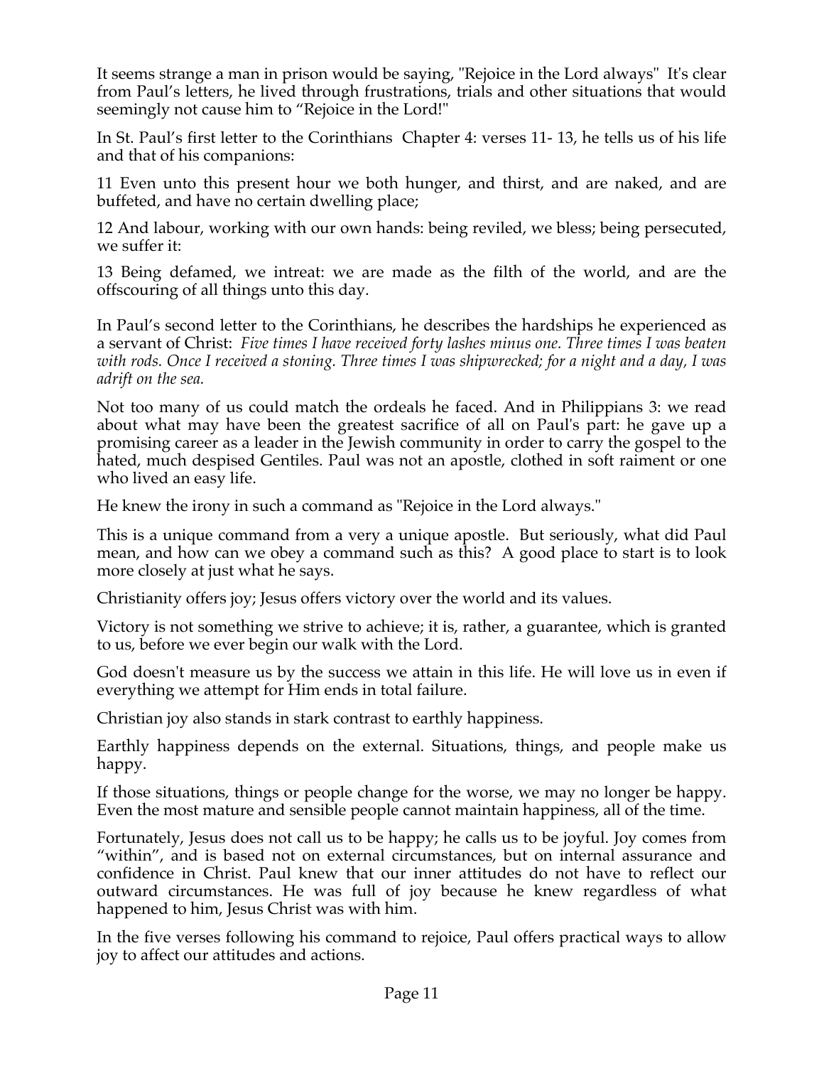It seems strange a man in prison would be saying, "Rejoice in the Lord always" It's clear from Paul's letters, he lived through frustrations, trials and other situations that would seemingly not cause him to "Rejoice in the Lord!"

In St. Paul's first letter to the Corinthians Chapter 4: verses 11- 13, he tells us of his life and that of his companions:

11 Even unto this present hour we both hunger, and thirst, and are naked, and are buffeted, and have no certain dwelling place;

12 And labour, working with our own hands: being reviled, we bless; being persecuted, we suffer it:

13 Being defamed, we intreat: we are made as the filth of the world, and are the offscouring of all things unto this day.

In Paul's second letter to the Corinthians, he describes the hardships he experienced as a servant of Christ: *Five times I have received forty lashes minus one. Three times I was beaten with rods. Once I received a stoning. Three times I was shipwrecked; for a night and a day, I was adrift on the sea.*

Not too many of us could match the ordeals he faced. And in Philippians 3: we read about what may have been the greatest sacrifice of all on Paul's part: he gave up a promising career as a leader in the Jewish community in order to carry the gospel to the hated, much despised Gentiles. Paul was not an apostle, clothed in soft raiment or one who lived an easy life.

He knew the irony in such a command as "Rejoice in the Lord always."

This is a unique command from a very a unique apostle. But seriously, what did Paul mean, and how can we obey a command such as this? A good place to start is to look more closely at just what he says.

Christianity offers joy; Jesus offers victory over the world and its values.

Victory is not something we strive to achieve; it is, rather, a guarantee, which is granted to us, before we ever begin our walk with the Lord.

God doesn't measure us by the success we attain in this life. He will love us in even if everything we attempt for Him ends in total failure.

Christian joy also stands in stark contrast to earthly happiness.

Earthly happiness depends on the external. Situations, things, and people make us happy.

If those situations, things or people change for the worse, we may no longer be happy. Even the most mature and sensible people cannot maintain happiness, all of the time.

Fortunately, Jesus does not call us to be happy; he calls us to be joyful. Joy comes from "within", and is based not on external circumstances, but on internal assurance and confidence in Christ. Paul knew that our inner attitudes do not have to reflect our outward circumstances. He was full of joy because he knew regardless of what happened to him, Jesus Christ was with him.

In the five verses following his command to rejoice, Paul offers practical ways to allow joy to affect our attitudes and actions.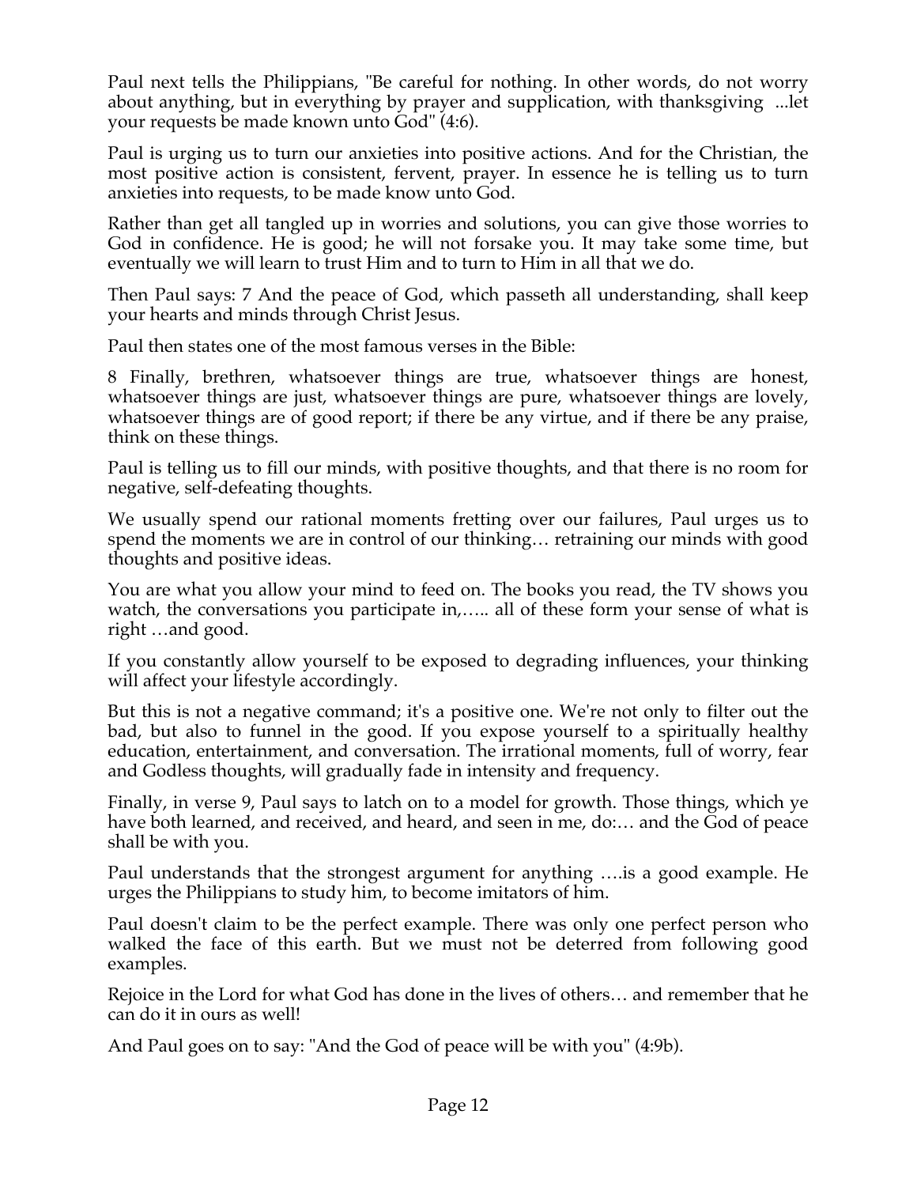Paul next tells the Philippians, "Be careful for nothing. In other words, do not worry about anything, but in everything by prayer and supplication, with thanksgiving ...let your requests be made known unto God" (4:6).

Paul is urging us to turn our anxieties into positive actions. And for the Christian, the most positive action is consistent, fervent, prayer. In essence he is telling us to turn anxieties into requests, to be made know unto God.

Rather than get all tangled up in worries and solutions, you can give those worries to God in confidence. He is good; he will not forsake you. It may take some time, but eventually we will learn to trust Him and to turn to Him in all that we do.

Then Paul says: 7 And the peace of God, which passeth all understanding, shall keep your hearts and minds through Christ Jesus.

Paul then states one of the most famous verses in the Bible:

8 Finally, brethren, whatsoever things are true, whatsoever things are honest, whatsoever things are just, whatsoever things are pure, whatsoever things are lovely, whatsoever things are of good report; if there be any virtue, and if there be any praise, think on these things.

Paul is telling us to fill our minds, with positive thoughts, and that there is no room for negative, self-defeating thoughts.

We usually spend our rational moments fretting over our failures, Paul urges us to spend the moments we are in control of our thinking… retraining our minds with good thoughts and positive ideas.

You are what you allow your mind to feed on. The books you read, the TV shows you watch, the conversations you participate in,….. all of these form your sense of what is right …and good.

If you constantly allow yourself to be exposed to degrading influences, your thinking will affect your lifestyle accordingly.

But this is not a negative command; it's a positive one. We're not only to filter out the bad, but also to funnel in the good. If you expose yourself to a spiritually healthy education, entertainment, and conversation. The irrational moments, full of worry, fear and Godless thoughts, will gradually fade in intensity and frequency.

Finally, in verse 9, Paul says to latch on to a model for growth. Those things, which ye have both learned, and received, and heard, and seen in me, do:… and the God of peace shall be with you.

Paul understands that the strongest argument for anything ….is a good example. He urges the Philippians to study him, to become imitators of him.

Paul doesn't claim to be the perfect example. There was only one perfect person who walked the face of this earth. But we must not be deterred from following good examples.

Rejoice in the Lord for what God has done in the lives of others… and remember that he can do it in ours as well!

And Paul goes on to say: "And the God of peace will be with you" (4:9b).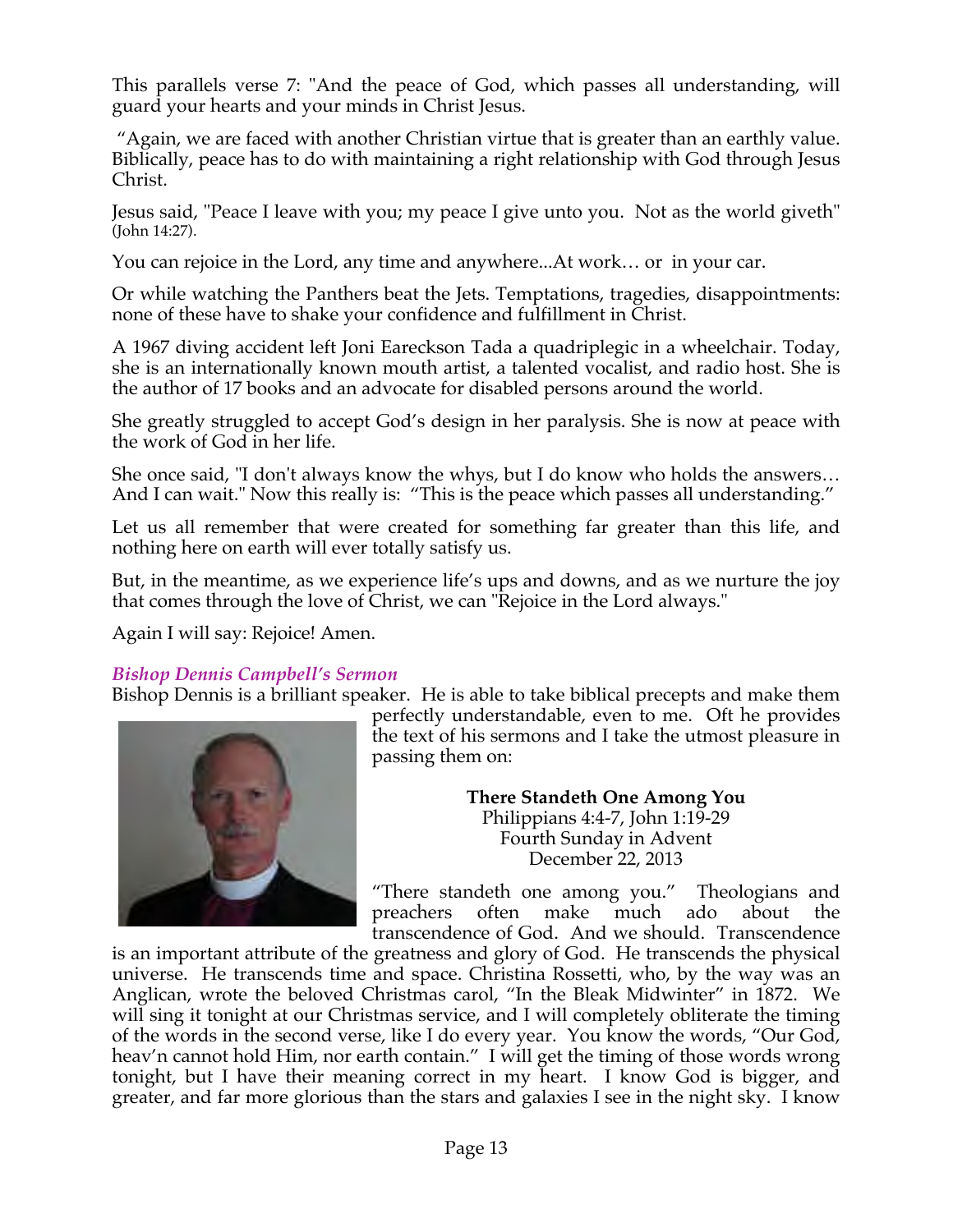This parallels verse 7: "And the peace of God, which passes all understanding, will guard your hearts and your minds in Christ Jesus.

"Again, we are faced with another Christian virtue that is greater than an earthly value. Biblically, peace has to do with maintaining a right relationship with God through Jesus Christ.

Jesus said, "Peace I leave with you; my peace I give unto you. Not as the world giveth" (John 14:27).

You can rejoice in the Lord, any time and anywhere...At work… or in your car.

Or while watching the Panthers beat the Jets. Temptations, tragedies, disappointments: none of these have to shake your confidence and fulfillment in Christ.

A 1967 diving accident left Joni Eareckson Tada a quadriplegic in a wheelchair. Today, she is an internationally known mouth artist, a talented vocalist, and radio host. She is the author of 17 books and an advocate for disabled persons around the world.

She greatly struggled to accept God's design in her paralysis. She is now at peace with the work of God in her life.

She once said, "I don't always know the whys, but I do know who holds the answers… And I can wait." Now this really is: "This is the peace which passes all understanding."

Let us all remember that were created for something far greater than this life, and nothing here on earth will ever totally satisfy us.

But, in the meantime, as we experience life's ups and downs, and as we nurture the joy that comes through the love of Christ, we can "Rejoice in the Lord always."

Again I will say: Rejoice! Amen.

### *Bishop Dennis Campbell's Sermon*

Bishop Dennis is a brilliant speaker. He is able to take biblical precepts and make them perfectly understandable, even to me. Oft he provides the text of his sermons and I take the utmost pleasure in passing them on:

**There Standeth One Among You**
Philippians 4:4-7, John 1:19-29
Fourth Sunday in Advent
December 22, 2013

"There standeth one among you." Theologians and preachers often make much ado about the transcendence of God. And we should. Transcendence is an important attribute of the greatness and glory of God. He transcends the physical universe. He transcends time and space. Christina Rossetti, who, by the way was an Anglican, wrote the beloved Christmas carol, "In the Bleak Midwinter" in 1872. We will sing it tonight at our Christmas service, and I will completely obliterate the timing of the words in the second verse, like I do every year. You know the words, "Our God, heav'n cannot hold Him, nor earth contain." I will get the timing of those words wrong tonight, but I have their meaning correct in my heart. I know God is bigger, and greater, and far more glorious than the stars and galaxies I see in the night sky. I know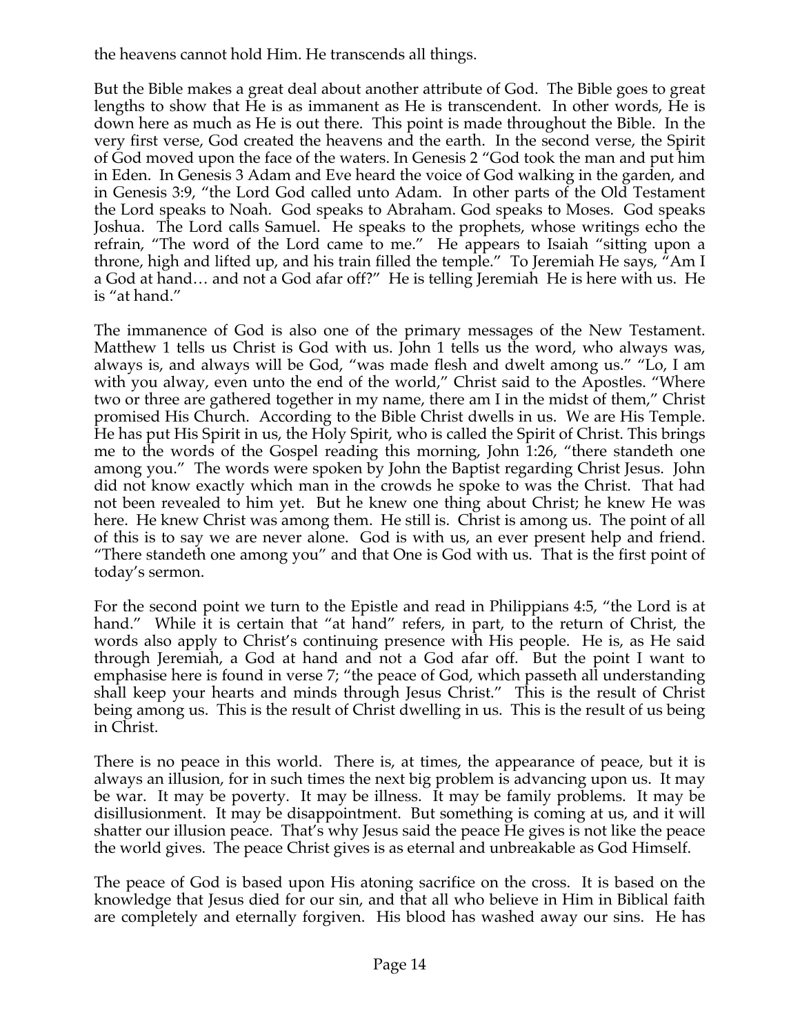the heavens cannot hold Him. He transcends all things.

But the Bible makes a great deal about another attribute of God. The Bible goes to great lengths to show that He is as immanent as He is transcendent. In other words, He is down here as much as He is out there. This point is made throughout the Bible. In the very first verse, God created the heavens and the earth. In the second verse, the Spirit of God moved upon the face of the waters. In Genesis 2 "God took the man and put him in Eden. In Genesis 3 Adam and Eve heard the voice of God walking in the garden, and in Genesis 3:9, "the Lord God called unto Adam. In other parts of the Old Testament the Lord speaks to Noah. God speaks to Abraham. God speaks to Moses. God speaks Joshua. The Lord calls Samuel. He speaks to the prophets, whose writings echo the refrain, "The word of the Lord came to me." He appears to Isaiah "sitting upon a throne, high and lifted up, and his train filled the temple." To Jeremiah He says, "Am I a God at hand… and not a God afar off?" He is telling Jeremiah He is here with us. He is "at hand."

The immanence of God is also one of the primary messages of the New Testament. Matthew 1 tells us Christ is God with us. John 1 tells us the word, who always was, always is, and always will be God, "was made flesh and dwelt among us." "Lo, I am with you alway, even unto the end of the world," Christ said to the Apostles. "Where two or three are gathered together in my name, there am I in the midst of them," Christ promised His Church. According to the Bible Christ dwells in us. We are His Temple. He has put His Spirit in us, the Holy Spirit, who is called the Spirit of Christ. This brings me to the words of the Gospel reading this morning, John 1:26, "there standeth one among you." The words were spoken by John the Baptist regarding Christ Jesus. John did not know exactly which man in the crowds he spoke to was the Christ. That had not been revealed to him yet. But he knew one thing about Christ; he knew He was here. He knew Christ was among them. He still is. Christ is among us. The point of all of this is to say we are never alone. God is with us, an ever present help and friend. "There standeth one among you" and that One is God with us. That is the first point of today's sermon.

For the second point we turn to the Epistle and read in Philippians 4:5, "the Lord is at hand." While it is certain that "at hand" refers, in part, to the return of Christ, the words also apply to Christ's continuing presence with His people. He is, as He said through Jeremiah, a God at hand and not a God afar off. But the point I want to emphasise here is found in verse 7; "the peace of God, which passeth all understanding shall keep your hearts and minds through Jesus Christ." This is the result of Christ being among us. This is the result of Christ dwelling in us. This is the result of us being in Christ.

There is no peace in this world. There is, at times, the appearance of peace, but it is always an illusion, for in such times the next big problem is advancing upon us. It may be war. It may be poverty. It may be illness. It may be family problems. It may be disillusionment. It may be disappointment. But something is coming at us, and it will shatter our illusion peace. That's why Jesus said the peace He gives is not like the peace the world gives. The peace Christ gives is as eternal and unbreakable as God Himself.

The peace of God is based upon His atoning sacrifice on the cross. It is based on the knowledge that Jesus died for our sin, and that all who believe in Him in Biblical faith are completely and eternally forgiven. His blood has washed away our sins. He has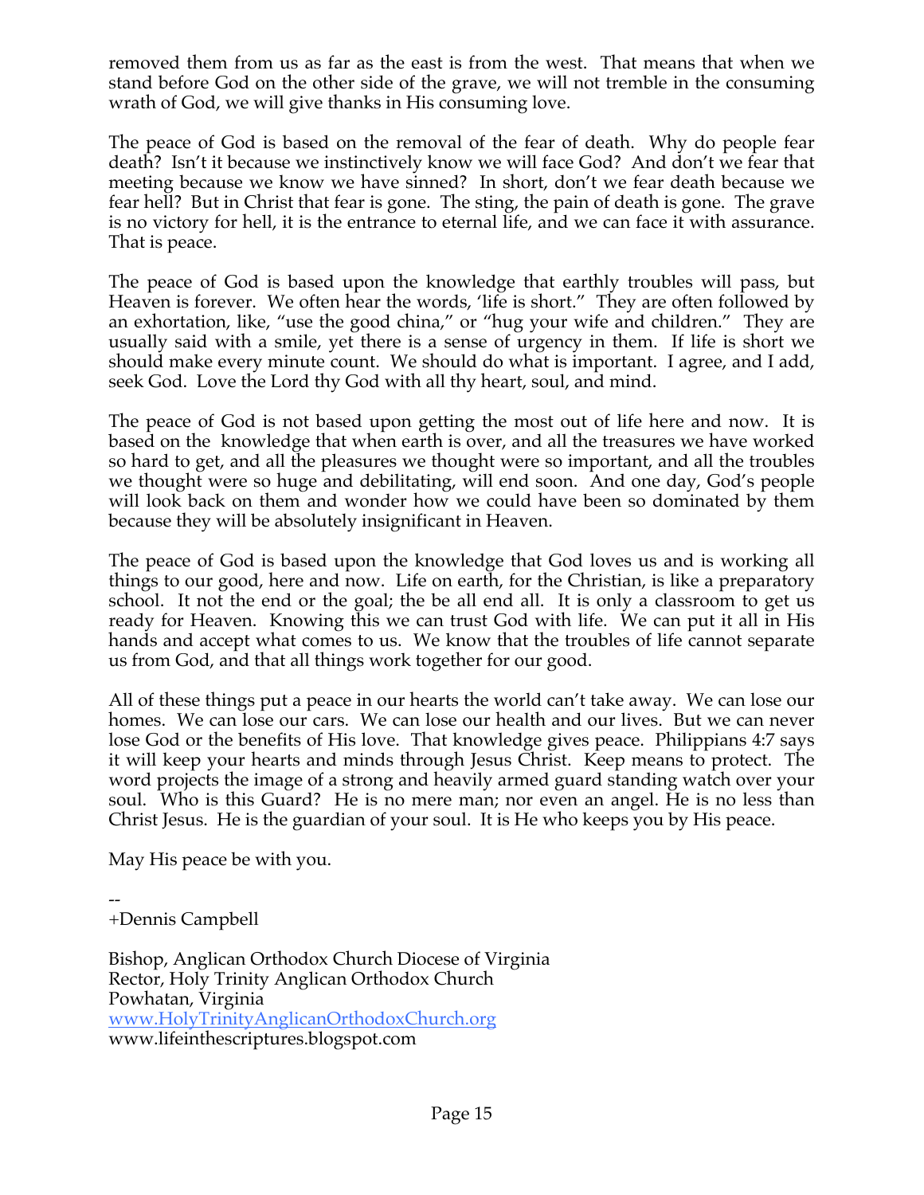removed them from us as far as the east is from the west. That means that when we stand before God on the other side of the grave, we will not tremble in the consuming wrath of God, we will give thanks in His consuming love.

The peace of God is based on the removal of the fear of death. Why do people fear death? Isn't it because we instinctively know we will face God? And don't we fear that meeting because we know we have sinned? In short, don't we fear death because we fear hell? But in Christ that fear is gone. The sting, the pain of death is gone. The grave is no victory for hell, it is the entrance to eternal life, and we can face it with assurance. That is peace.

The peace of God is based upon the knowledge that earthly troubles will pass, but Heaven is forever. We often hear the words, 'life is short." They are often followed by an exhortation, like, "use the good china," or "hug your wife and children." They are usually said with a smile, yet there is a sense of urgency in them. If life is short we should make every minute count. We should do what is important. I agree, and I add, seek God. Love the Lord thy God with all thy heart, soul, and mind.

The peace of God is not based upon getting the most out of life here and now. It is based on the knowledge that when earth is over, and all the treasures we have worked so hard to get, and all the pleasures we thought were so important, and all the troubles we thought were so huge and debilitating, will end soon. And one day, God's people will look back on them and wonder how we could have been so dominated by them because they will be absolutely insignificant in Heaven.

The peace of God is based upon the knowledge that God loves us and is working all things to our good, here and now. Life on earth, for the Christian, is like a preparatory school. It not the end or the goal; the be all end all. It is only a classroom to get us ready for Heaven. Knowing this we can trust God with life. We can put it all in His hands and accept what comes to us. We know that the troubles of life cannot separate us from God, and that all things work together for our good.

All of these things put a peace in our hearts the world can't take away. We can lose our homes. We can lose our cars. We can lose our health and our lives. But we can never lose God or the benefits of His love. That knowledge gives peace. Philippians 4:7 says it will keep your hearts and minds through Jesus Christ. Keep means to protect. The word projects the image of a strong and heavily armed guard standing watch over your soul. Who is this Guard? He is no mere man; nor even an angel. He is no less than Christ Jesus. He is the guardian of your soul. It is He who keeps you by His peace.

May His peace be with you.

--
+Dennis Campbell

Bishop, Anglican Orthodox Church Diocese of Virginia
Rector, Holy Trinity Anglican Orthodox Church
Powhatan, Virginia
www.HolyTrinityAnglicanOrthodoxChurch.org
www.lifeinthescriptures.blogspot.com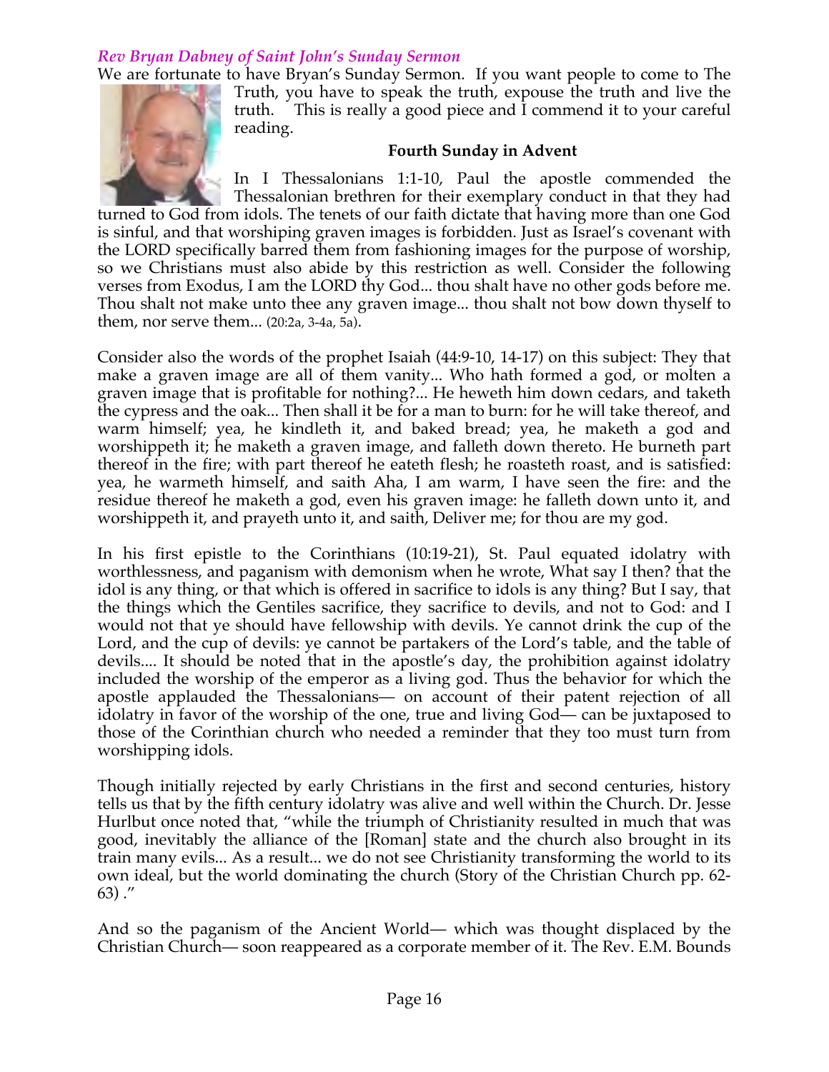### *Rev Bryan Dabney of Saint John's Sunday Sermon*

We are fortunate to have Bryan's Sunday Sermon. If you want people to come to The Truth, you have to speak the truth, expouse the truth and live the truth. This is really a good piece and I commend it to your careful reading.

**Fourth Sunday in Advent**

In I Thessalonians 1:1-10, Paul the apostle commended the Thessalonian brethren for their exemplary conduct in that they had turned to God from idols. The tenets of our faith dictate that having more than one God is sinful, and that worshiping graven images is forbidden. Just as Israel's covenant with the LORD specifically barred them from fashioning images for the purpose of worship, so we Christians must also abide by this restriction as well. Consider the following verses from Exodus, I am the LORD thy God... thou shalt have no other gods before me. Thou shalt not make unto thee any graven image... thou shalt not bow down thyself to them, nor serve them... (20:2a, 3-4a, 5a).

Consider also the words of the prophet Isaiah (44:9-10, 14-17) on this subject: They that make a graven image are all of them vanity... Who hath formed a god, or molten a graven image that is profitable for nothing?... He heweth him down cedars, and taketh the cypress and the oak... Then shall it be for a man to burn: for he will take thereof, and warm himself; yea, he kindleth it, and baked bread; yea, he maketh a god and worshippeth it; he maketh a graven image, and falleth down thereto. He burneth part thereof in the fire; with part thereof he eateth flesh; he roasteth roast, and is satisfied: yea, he warmeth himself, and saith Aha, I am warm, I have seen the fire: and the residue thereof he maketh a god, even his graven image: he falleth down unto it, and worshippeth it, and prayeth unto it, and saith, Deliver me; for thou are my god.

In his first epistle to the Corinthians (10:19-21), St. Paul equated idolatry with worthlessness, and paganism with demonism when he wrote, What say I then? that the idol is any thing, or that which is offered in sacrifice to idols is any thing? But I say, that the things which the Gentiles sacrifice, they sacrifice to devils, and not to God: and I would not that ye should have fellowship with devils. Ye cannot drink the cup of the Lord, and the cup of devils: ye cannot be partakers of the Lord's table, and the table of devils.... It should be noted that in the apostle's day, the prohibition against idolatry included the worship of the emperor as a living god. Thus the behavior for which the apostle applauded the Thessalonians— on account of their patent rejection of all idolatry in favor of the worship of the one, true and living God— can be juxtaposed to those of the Corinthian church who needed a reminder that they too must turn from worshipping idols.

Though initially rejected by early Christians in the first and second centuries, history tells us that by the fifth century idolatry was alive and well within the Church. Dr. Jesse Hurlbut once noted that, "while the triumph of Christianity resulted in much that was good, inevitably the alliance of the [Roman] state and the church also brought in its train many evils... As a result... we do not see Christianity transforming the world to its own ideal, but the world dominating the church (Story of the Christian Church pp. 62-63) ."

And so the paganism of the Ancient World— which was thought displaced by the Christian Church— soon reappeared as a corporate member of it. The Rev. E.M. Bounds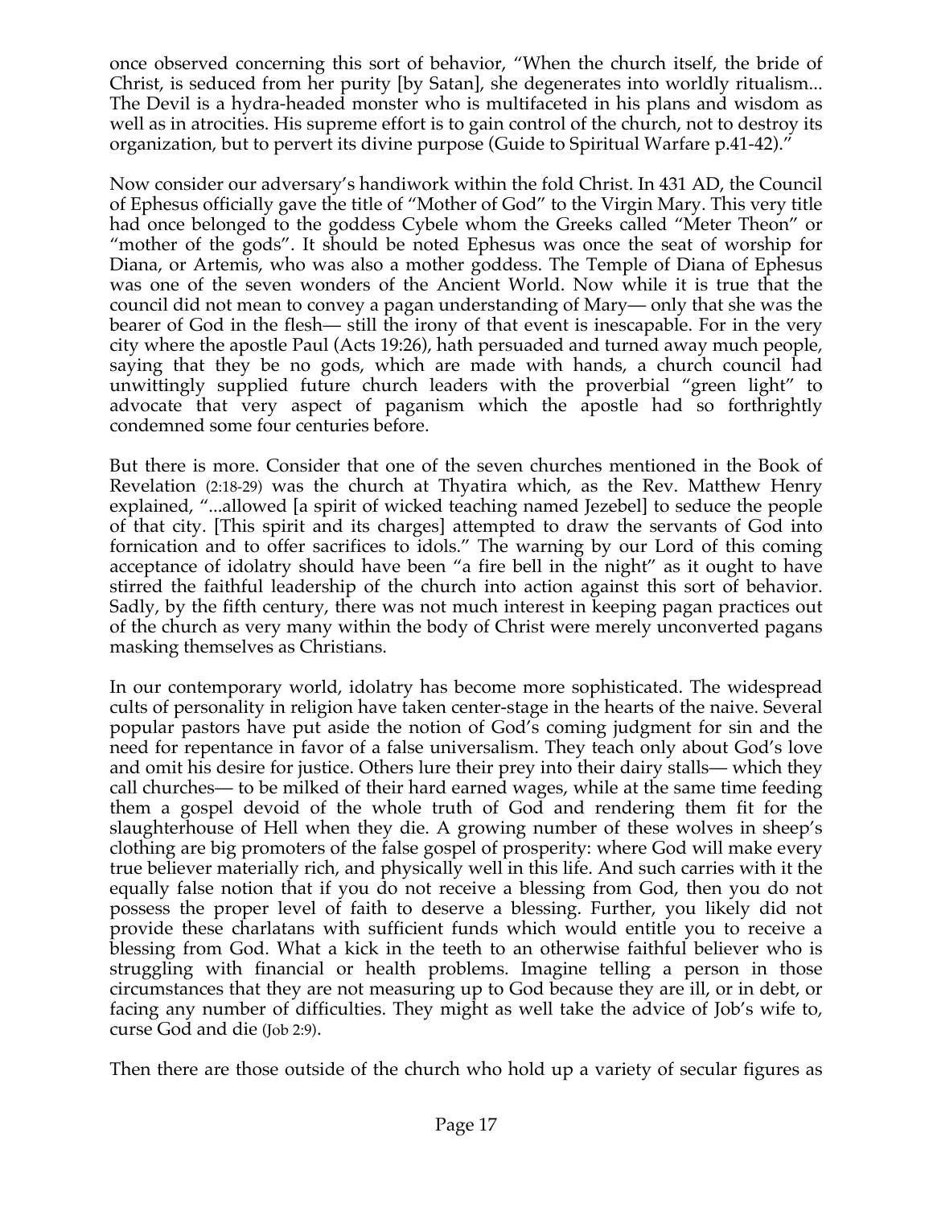once observed concerning this sort of behavior, "When the church itself, the bride of Christ, is seduced from her purity [by Satan], she degenerates into worldly ritualism... The Devil is a hydra-headed monster who is multifaceted in his plans and wisdom as well as in atrocities. His supreme effort is to gain control of the church, not to destroy its organization, but to pervert its divine purpose (Guide to Spiritual Warfare p.41-42)."

Now consider our adversary's handiwork within the fold Christ. In 431 AD, the Council of Ephesus officially gave the title of "Mother of God" to the Virgin Mary. This very title had once belonged to the goddess Cybele whom the Greeks called "Meter Theon" or "mother of the gods". It should be noted Ephesus was once the seat of worship for Diana, or Artemis, who was also a mother goddess. The Temple of Diana of Ephesus was one of the seven wonders of the Ancient World. Now while it is true that the council did not mean to convey a pagan understanding of Mary— only that she was the bearer of God in the flesh— still the irony of that event is inescapable. For in the very city where the apostle Paul (Acts 19:26), hath persuaded and turned away much people, saying that they be no gods, which are made with hands, a church council had unwittingly supplied future church leaders with the proverbial "green light" to advocate that very aspect of paganism which the apostle had so forthrightly condemned some four centuries before.

But there is more. Consider that one of the seven churches mentioned in the Book of Revelation (2:18-29) was the church at Thyatira which, as the Rev. Matthew Henry explained, "...allowed [a spirit of wicked teaching named Jezebel] to seduce the people of that city. [This spirit and its charges] attempted to draw the servants of God into fornication and to offer sacrifices to idols." The warning by our Lord of this coming acceptance of idolatry should have been "a fire bell in the night" as it ought to have stirred the faithful leadership of the church into action against this sort of behavior. Sadly, by the fifth century, there was not much interest in keeping pagan practices out of the church as very many within the body of Christ were merely unconverted pagans masking themselves as Christians.

In our contemporary world, idolatry has become more sophisticated. The widespread cults of personality in religion have taken center-stage in the hearts of the naive. Several popular pastors have put aside the notion of God's coming judgment for sin and the need for repentance in favor of a false universalism. They teach only about God's love and omit his desire for justice. Others lure their prey into their dairy stalls— which they call churches— to be milked of their hard earned wages, while at the same time feeding them a gospel devoid of the whole truth of God and rendering them fit for the slaughterhouse of Hell when they die. A growing number of these wolves in sheep's clothing are big promoters of the false gospel of prosperity: where God will make every true believer materially rich, and physically well in this life. And such carries with it the equally false notion that if you do not receive a blessing from God, then you do not possess the proper level of faith to deserve a blessing. Further, you likely did not provide these charlatans with sufficient funds which would entitle you to receive a blessing from God. What a kick in the teeth to an otherwise faithful believer who is struggling with financial or health problems. Imagine telling a person in those circumstances that they are not measuring up to God because they are ill, or in debt, or facing any number of difficulties. They might as well take the advice of Job's wife to, curse God and die (Job 2:9).

Then there are those outside of the church who hold up a variety of secular figures as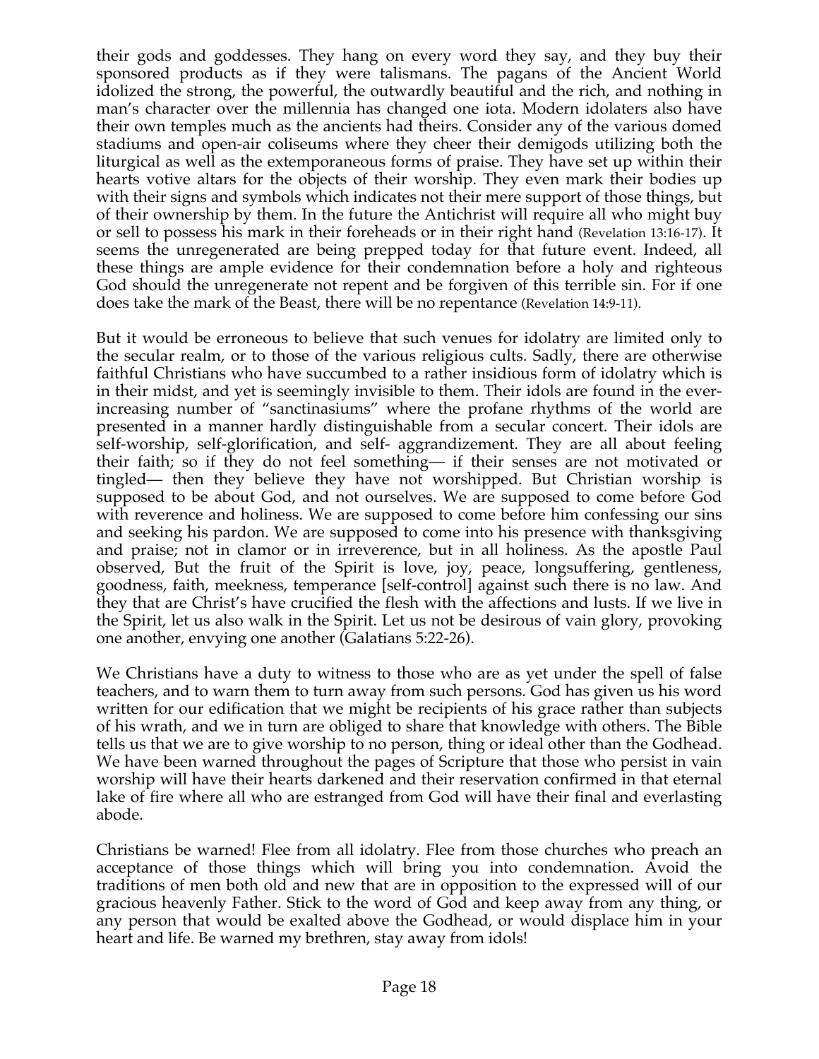their gods and goddesses. They hang on every word they say, and they buy their sponsored products as if they were talismans. The pagans of the Ancient World idolized the strong, the powerful, the outwardly beautiful and the rich, and nothing in man's character over the millennia has changed one iota. Modern idolaters also have their own temples much as the ancients had theirs. Consider any of the various domed stadiums and open-air coliseums where they cheer their demigods utilizing both the liturgical as well as the extemporaneous forms of praise. They have set up within their hearts votive altars for the objects of their worship. They even mark their bodies up with their signs and symbols which indicates not their mere support of those things, but of their ownership by them. In the future the Antichrist will require all who might buy or sell to possess his mark in their foreheads or in their right hand (Revelation 13:16-17). It seems the unregenerated are being prepped today for that future event. Indeed, all these things are ample evidence for their condemnation before a holy and righteous God should the unregenerate not repent and be forgiven of this terrible sin. For if one does take the mark of the Beast, there will be no repentance (Revelation 14:9-11).

But it would be erroneous to believe that such venues for idolatry are limited only to the secular realm, or to those of the various religious cults. Sadly, there are otherwise faithful Christians who have succumbed to a rather insidious form of idolatry which is in their midst, and yet is seemingly invisible to them. Their idols are found in the ever-increasing number of "sanctinasiums" where the profane rhythms of the world are presented in a manner hardly distinguishable from a secular concert. Their idols are self-worship, self-glorification, and self- aggrandizement. They are all about feeling their faith; so if they do not feel something— if their senses are not motivated or tingled— then they believe they have not worshipped. But Christian worship is supposed to be about God, and not ourselves. We are supposed to come before God with reverence and holiness. We are supposed to come before him confessing our sins and seeking his pardon. We are supposed to come into his presence with thanksgiving and praise; not in clamor or in irreverence, but in all holiness. As the apostle Paul observed, But the fruit of the Spirit is love, joy, peace, longsuffering, gentleness, goodness, faith, meekness, temperance [self-control] against such there is no law. And they that are Christ's have crucified the flesh with the affections and lusts. If we live in the Spirit, let us also walk in the Spirit. Let us not be desirous of vain glory, provoking one another, envying one another (Galatians 5:22-26).

We Christians have a duty to witness to those who are as yet under the spell of false teachers, and to warn them to turn away from such persons. God has given us his word written for our edification that we might be recipients of his grace rather than subjects of his wrath, and we in turn are obliged to share that knowledge with others. The Bible tells us that we are to give worship to no person, thing or ideal other than the Godhead. We have been warned throughout the pages of Scripture that those who persist in vain worship will have their hearts darkened and their reservation confirmed in that eternal lake of fire where all who are estranged from God will have their final and everlasting abode.

Christians be warned! Flee from all idolatry. Flee from those churches who preach an acceptance of those things which will bring you into condemnation. Avoid the traditions of men both old and new that are in opposition to the expressed will of our gracious heavenly Father. Stick to the word of God and keep away from any thing, or any person that would be exalted above the Godhead, or would displace him in your heart and life. Be warned my brethren, stay away from idols!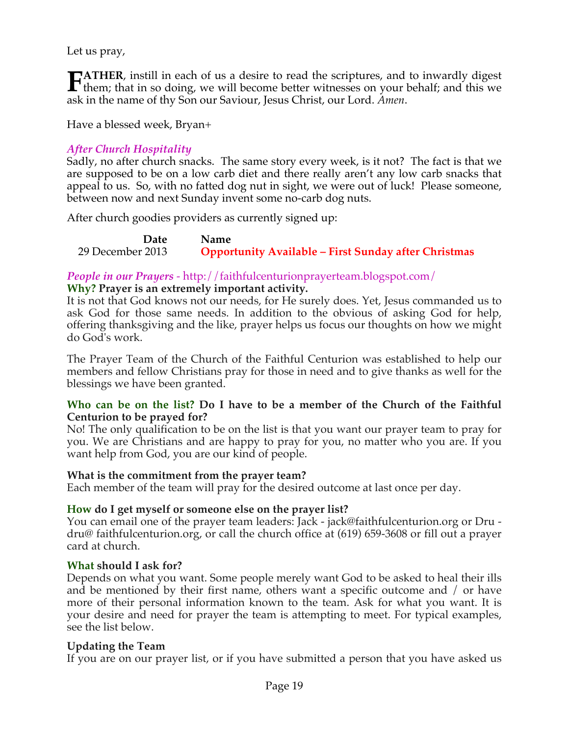Let us pray,

**FATHER**, instill in each of us a desire to read the scriptures, and to inwardly digest them; that in so doing, we will become better witnesses on your behalf; and this we ask in the name of thy Son our Saviour, Jesus Christ, our Lord. *Amen*.

Have a blessed week, Bryan+

### *After Church Hospitality*

Sadly, no after church snacks. The same story every week, is it not? The fact is that we are supposed to be on a low carb diet and there really aren't any low carb snacks that appeal to us. So, with no fatted dog nut in sight, we were out of luck! Please someone, between now and next Sunday invent some no-carb dog nuts.

After church goodies providers as currently signed up:

| Date | Name |
|---|---|
| 29 December 2013 | **Opportunity Available – First Sunday after Christmas** |

### *People in our Prayers* - http://faithfulcenturionprayerteam.blogspot.com/

**Why? Prayer is an extremely important activity.**

It is not that God knows not our needs, for He surely does. Yet, Jesus commanded us to ask God for those same needs. In addition to the obvious of asking God for help, offering thanksgiving and the like, prayer helps us focus our thoughts on how we might do God's work.

The Prayer Team of the Church of the Faithful Centurion was established to help our members and fellow Christians pray for those in need and to give thanks as well for the blessings we have been granted.

**Who can be on the list? Do I have to be a member of the Church of the Faithful Centurion to be prayed for?**

No! The only qualification to be on the list is that you want our prayer team to pray for you. We are Christians and are happy to pray for you, no matter who you are. If you want help from God, you are our kind of people.

**What is the commitment from the prayer team?**

Each member of the team will pray for the desired outcome at last once per day.

**How do I get myself or someone else on the prayer list?**

You can email one of the prayer team leaders: Jack - jack@faithfulcenturion.org or Dru - dru@ faithfulcenturion.org, or call the church office at (619) 659-3608 or fill out a prayer card at church.

**What should I ask for?**

Depends on what you want. Some people merely want God to be asked to heal their ills and be mentioned by their first name, others want a specific outcome and / or have more of their personal information known to the team. Ask for what you want. It is your desire and need for prayer the team is attempting to meet. For typical examples, see the list below.

**Updating the Team**

If you are on our prayer list, or if you have submitted a person that you have asked us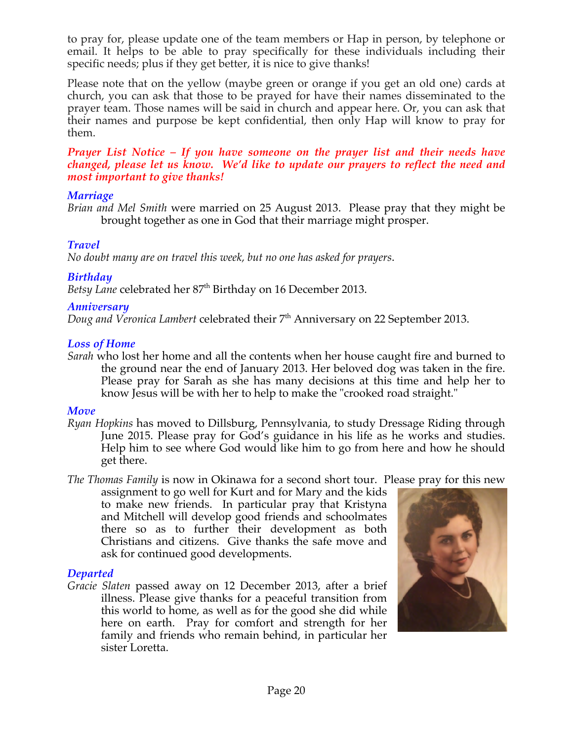to pray for, please update one of the team members or Hap in person, by telephone or email. It helps to be able to pray specifically for these individuals including their specific needs; plus if they get better, it is nice to give thanks!

Please note that on the yellow (maybe green or orange if you get an old one) cards at church, you can ask that those to be prayed for have their names disseminated to the prayer team. Those names will be said in church and appear here. Or, you can ask that their names and purpose be kept confidential, then only Hap will know to pray for them.

***Prayer List Notice – If you have someone on the prayer list and their needs have changed, please let us know. We'd like to update our prayers to reflect the need and most important to give thanks!***

### *Marriage*

*Brian and Mel Smith* were married on 25 August 2013. Please pray that they might be brought together as one in God that their marriage might prosper.

### *Travel*

*No doubt many are on travel this week, but no one has asked for prayers.*

### *Birthday*

*Betsy Lane* celebrated her 87th Birthday on 16 December 2013.

### *Anniversary*

*Doug and Veronica Lambert* celebrated their 7th Anniversary on 22 September 2013.

### *Loss of Home*

*Sarah* who lost her home and all the contents when her house caught fire and burned to the ground near the end of January 2013. Her beloved dog was taken in the fire. Please pray for Sarah as she has many decisions at this time and help her to know Jesus will be with her to help to make the "crooked road straight."

### *Move*

*Ryan Hopkins* has moved to Dillsburg, Pennsylvania, to study Dressage Riding through June 2015. Please pray for God's guidance in his life as he works and studies. Help him to see where God would like him to go from here and how he should get there.

*The Thomas Family* is now in Okinawa for a second short tour. Please pray for this new assignment to go well for Kurt and for Mary and the kids to make new friends. In particular pray that Kristyna and Mitchell will develop good friends and schoolmates there so as to further their development as both Christians and citizens. Give thanks the safe move and ask for continued good developments.

### *Departed*

*Gracie Slaten* passed away on 12 December 2013, after a brief illness. Please give thanks for a peaceful transition from this world to home, as well as for the good she did while here on earth. Pray for comfort and strength for her family and friends who remain behind, in particular her sister Loretta.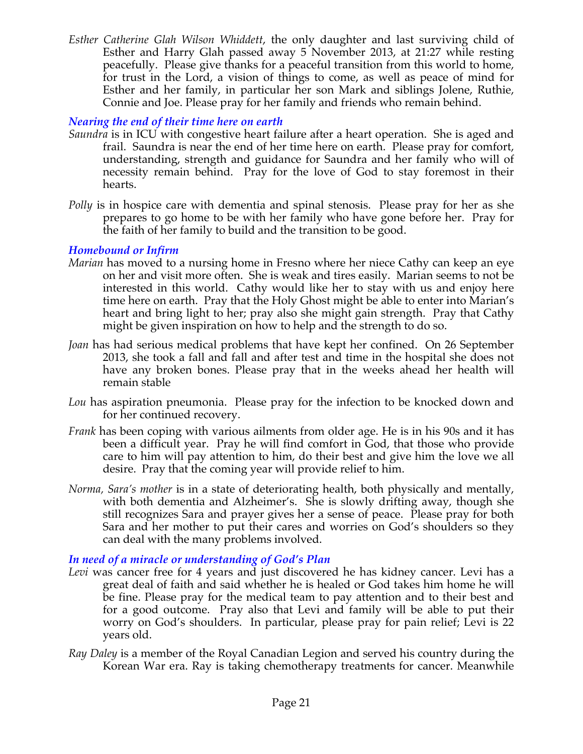*Esther Catherine Glah Wilson Whiddett*, the only daughter and last surviving child of Esther and Harry Glah passed away 5 November 2013, at 21:27 while resting peacefully. Please give thanks for a peaceful transition from this world to home, for trust in the Lord, a vision of things to come, as well as peace of mind for Esther and her family, in particular her son Mark and siblings Jolene, Ruthie, Connie and Joe. Please pray for her family and friends who remain behind.

### *Nearing the end of their time here on earth*

*Saundra* is in ICU with congestive heart failure after a heart operation. She is aged and frail. Saundra is near the end of her time here on earth. Please pray for comfort, understanding, strength and guidance for Saundra and her family who will of necessity remain behind. Pray for the love of God to stay foremost in their hearts.

*Polly* is in hospice care with dementia and spinal stenosis. Please pray for her as she prepares to go home to be with her family who have gone before her. Pray for the faith of her family to build and the transition to be good.

### *Homebound or Infirm*

*Marian* has moved to a nursing home in Fresno where her niece Cathy can keep an eye on her and visit more often. She is weak and tires easily. Marian seems to not be interested in this world. Cathy would like her to stay with us and enjoy here time here on earth. Pray that the Holy Ghost might be able to enter into Marian's heart and bring light to her; pray also she might gain strength. Pray that Cathy might be given inspiration on how to help and the strength to do so.

*Joan* has had serious medical problems that have kept her confined. On 26 September 2013, she took a fall and fall and after test and time in the hospital she does not have any broken bones. Please pray that in the weeks ahead her health will remain stable

*Lou* has aspiration pneumonia. Please pray for the infection to be knocked down and for her continued recovery.

*Frank* has been coping with various ailments from older age. He is in his 90s and it has been a difficult year. Pray he will find comfort in God, that those who provide care to him will pay attention to him, do their best and give him the love we all desire. Pray that the coming year will provide relief to him.

*Norma, Sara's mother* is in a state of deteriorating health, both physically and mentally, with both dementia and Alzheimer's. She is slowly drifting away, though she still recognizes Sara and prayer gives her a sense of peace. Please pray for both Sara and her mother to put their cares and worries on God's shoulders so they can deal with the many problems involved.

### *In need of a miracle or understanding of God's Plan*

*Levi* was cancer free for 4 years and just discovered he has kidney cancer. Levi has a great deal of faith and said whether he is healed or God takes him home he will be fine. Please pray for the medical team to pay attention and to their best and for a good outcome. Pray also that Levi and family will be able to put their worry on God's shoulders. In particular, please pray for pain relief; Levi is 22 years old.

*Ray Daley* is a member of the Royal Canadian Legion and served his country during the Korean War era. Ray is taking chemotherapy treatments for cancer. Meanwhile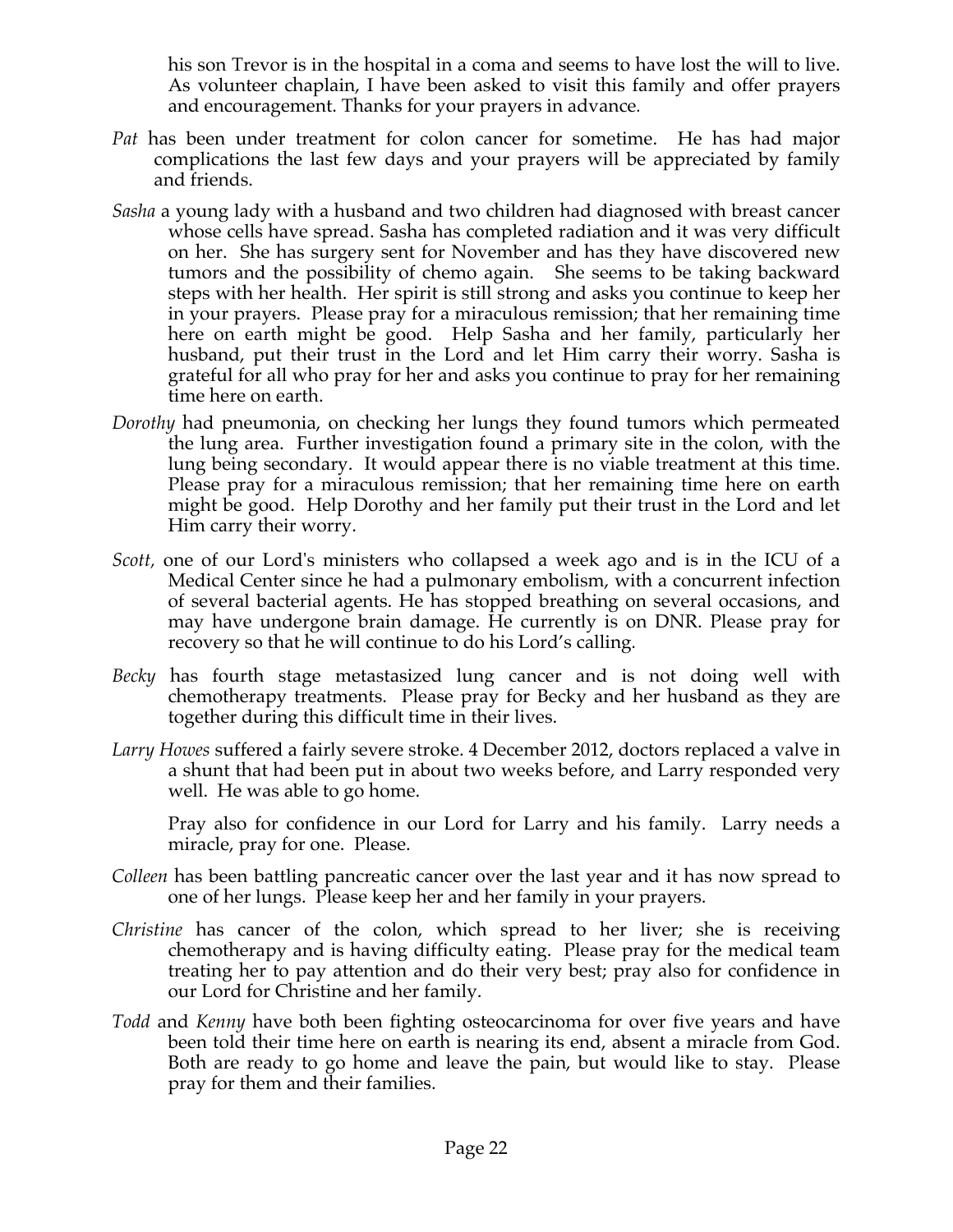his son Trevor is in the hospital in a coma and seems to have lost the will to live. As volunteer chaplain, I have been asked to visit this family and offer prayers and encouragement. Thanks for your prayers in advance.

*Pat* has been under treatment for colon cancer for sometime. He has had major complications the last few days and your prayers will be appreciated by family and friends.

*Sasha* a young lady with a husband and two children had diagnosed with breast cancer whose cells have spread. Sasha has completed radiation and it was very difficult on her. She has surgery sent for November and has they have discovered new tumors and the possibility of chemo again. She seems to be taking backward steps with her health. Her spirit is still strong and asks you continue to keep her in your prayers. Please pray for a miraculous remission; that her remaining time here on earth might be good. Help Sasha and her family, particularly her husband, put their trust in the Lord and let Him carry their worry. Sasha is grateful for all who pray for her and asks you continue to pray for her remaining time here on earth.

*Dorothy* had pneumonia, on checking her lungs they found tumors which permeated the lung area. Further investigation found a primary site in the colon, with the lung being secondary. It would appear there is no viable treatment at this time. Please pray for a miraculous remission; that her remaining time here on earth might be good. Help Dorothy and her family put their trust in the Lord and let Him carry their worry.

*Scott*, one of our Lord's ministers who collapsed a week ago and is in the ICU of a Medical Center since he had a pulmonary embolism, with a concurrent infection of several bacterial agents. He has stopped breathing on several occasions, and may have undergone brain damage. He currently is on DNR. Please pray for recovery so that he will continue to do his Lord's calling.

*Becky* has fourth stage metastasized lung cancer and is not doing well with chemotherapy treatments. Please pray for Becky and her husband as they are together during this difficult time in their lives.

*Larry Howes* suffered a fairly severe stroke. 4 December 2012, doctors replaced a valve in a shunt that had been put in about two weeks before, and Larry responded very well. He was able to go home.

Pray also for confidence in our Lord for Larry and his family. Larry needs a miracle, pray for one. Please.

*Colleen* has been battling pancreatic cancer over the last year and it has now spread to one of her lungs. Please keep her and her family in your prayers.

*Christine* has cancer of the colon, which spread to her liver; she is receiving chemotherapy and is having difficulty eating. Please pray for the medical team treating her to pay attention and do their very best; pray also for confidence in our Lord for Christine and her family.

*Todd* and *Kenny* have both been fighting osteocarcinoma for over five years and have been told their time here on earth is nearing its end, absent a miracle from God. Both are ready to go home and leave the pain, but would like to stay. Please pray for them and their families.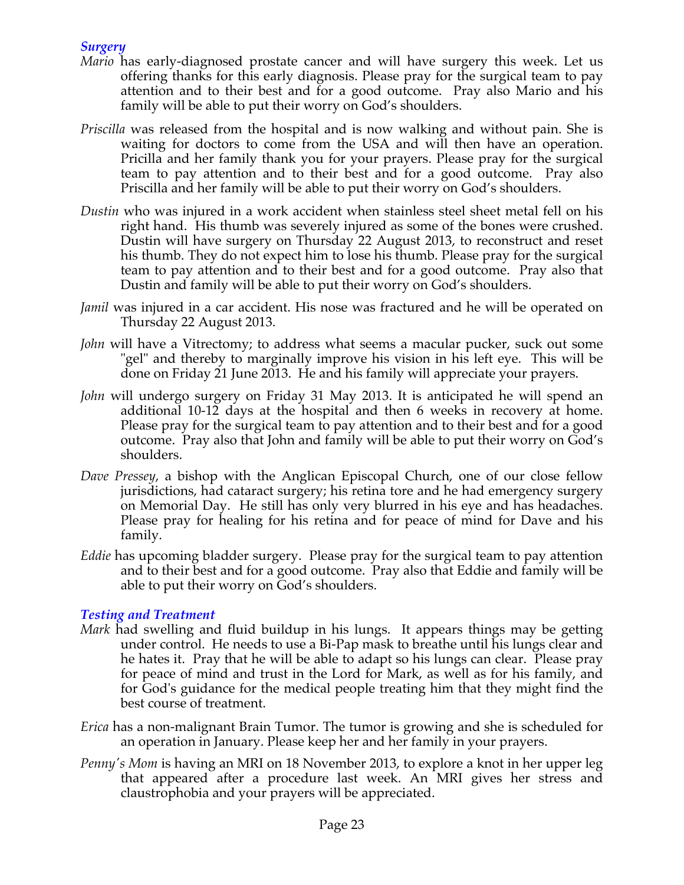### *Surgery*

*Mario* has early-diagnosed prostate cancer and will have surgery this week. Let us offering thanks for this early diagnosis. Please pray for the surgical team to pay attention and to their best and for a good outcome. Pray also Mario and his family will be able to put their worry on God's shoulders.

*Priscilla* was released from the hospital and is now walking and without pain. She is waiting for doctors to come from the USA and will then have an operation. Pricilla and her family thank you for your prayers. Please pray for the surgical team to pay attention and to their best and for a good outcome. Pray also Priscilla and her family will be able to put their worry on God's shoulders.

*Dustin* who was injured in a work accident when stainless steel sheet metal fell on his right hand. His thumb was severely injured as some of the bones were crushed. Dustin will have surgery on Thursday 22 August 2013, to reconstruct and reset his thumb. They do not expect him to lose his thumb. Please pray for the surgical team to pay attention and to their best and for a good outcome. Pray also that Dustin and family will be able to put their worry on God's shoulders.

*Jamil* was injured in a car accident. His nose was fractured and he will be operated on Thursday 22 August 2013.

*John* will have a Vitrectomy; to address what seems a macular pucker, suck out some "gel" and thereby to marginally improve his vision in his left eye. This will be done on Friday 21 June 2013. He and his family will appreciate your prayers.

*John* will undergo surgery on Friday 31 May 2013. It is anticipated he will spend an additional 10-12 days at the hospital and then 6 weeks in recovery at home. Please pray for the surgical team to pay attention and to their best and for a good outcome. Pray also that John and family will be able to put their worry on God's shoulders.

*Dave Pressey*, a bishop with the Anglican Episcopal Church, one of our close fellow jurisdictions, had cataract surgery; his retina tore and he had emergency surgery on Memorial Day. He still has only very blurred in his eye and has headaches. Please pray for healing for his retina and for peace of mind for Dave and his family.

*Eddie* has upcoming bladder surgery. Please pray for the surgical team to pay attention and to their best and for a good outcome. Pray also that Eddie and family will be able to put their worry on God's shoulders.

### *Testing and Treatment*

*Mark* had swelling and fluid buildup in his lungs. It appears things may be getting under control. He needs to use a Bi-Pap mask to breathe until his lungs clear and he hates it. Pray that he will be able to adapt so his lungs can clear. Please pray for peace of mind and trust in the Lord for Mark, as well as for his family, and for God's guidance for the medical people treating him that they might find the best course of treatment.

*Erica* has a non-malignant Brain Tumor. The tumor is growing and she is scheduled for an operation in January. Please keep her and her family in your prayers.

*Penny's Mom* is having an MRI on 18 November 2013, to explore a knot in her upper leg that appeared after a procedure last week. An MRI gives her stress and claustrophobia and your prayers will be appreciated.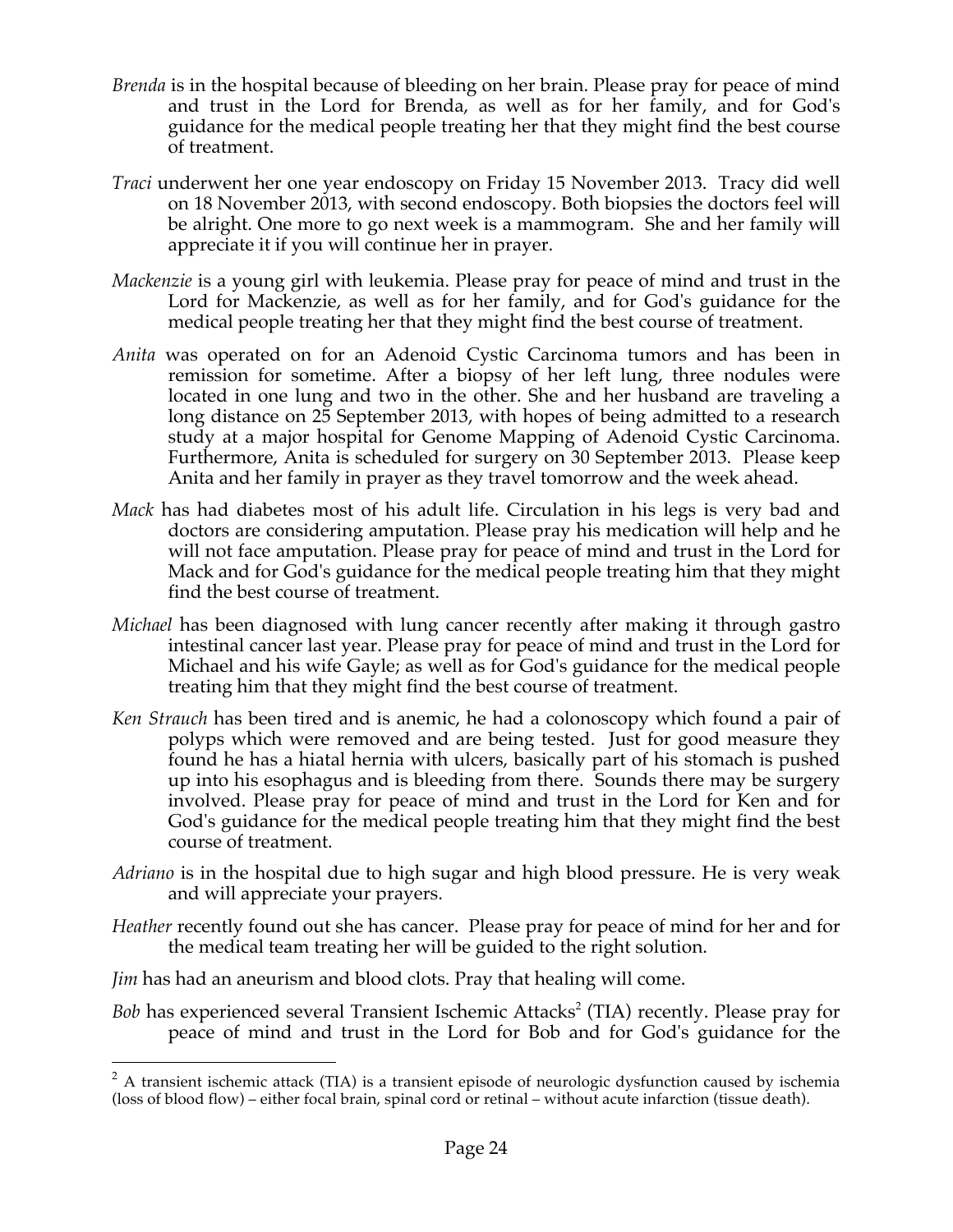*Brenda* is in the hospital because of bleeding on her brain. Please pray for peace of mind and trust in the Lord for Brenda, as well as for her family, and for God's guidance for the medical people treating her that they might find the best course of treatment.

*Traci* underwent her one year endoscopy on Friday 15 November 2013. Tracy did well on 18 November 2013, with second endoscopy. Both biopsies the doctors feel will be alright. One more to go next week is a mammogram. She and her family will appreciate it if you will continue her in prayer.

*Mackenzie* is a young girl with leukemia. Please pray for peace of mind and trust in the Lord for Mackenzie, as well as for her family, and for God's guidance for the medical people treating her that they might find the best course of treatment.

*Anita* was operated on for an Adenoid Cystic Carcinoma tumors and has been in remission for sometime. After a biopsy of her left lung, three nodules were located in one lung and two in the other. She and her husband are traveling a long distance on 25 September 2013, with hopes of being admitted to a research study at a major hospital for Genome Mapping of Adenoid Cystic Carcinoma. Furthermore, Anita is scheduled for surgery on 30 September 2013. Please keep Anita and her family in prayer as they travel tomorrow and the week ahead.

*Mack* has had diabetes most of his adult life. Circulation in his legs is very bad and doctors are considering amputation. Please pray his medication will help and he will not face amputation. Please pray for peace of mind and trust in the Lord for Mack and for God's guidance for the medical people treating him that they might find the best course of treatment.

*Michael* has been diagnosed with lung cancer recently after making it through gastro intestinal cancer last year. Please pray for peace of mind and trust in the Lord for Michael and his wife Gayle; as well as for God's guidance for the medical people treating him that they might find the best course of treatment.

*Ken Strauch* has been tired and is anemic, he had a colonoscopy which found a pair of polyps which were removed and are being tested. Just for good measure they found he has a hiatal hernia with ulcers, basically part of his stomach is pushed up into his esophagus and is bleeding from there. Sounds there may be surgery involved. Please pray for peace of mind and trust in the Lord for Ken and for God's guidance for the medical people treating him that they might find the best course of treatment.

*Adriano* is in the hospital due to high sugar and high blood pressure. He is very weak and will appreciate your prayers.

*Heather* recently found out she has cancer. Please pray for peace of mind for her and for the medical team treating her will be guided to the right solution.

*Jim* has had an aneurism and blood clots. Pray that healing will come.

*Bob* has experienced several Transient Ischemic Attacks[2] (TIA) recently. Please pray for peace of mind and trust in the Lord for Bob and for God's guidance for the

[2] A transient ischemic attack (TIA) is a transient episode of neurologic dysfunction caused by ischemia (loss of blood flow) – either focal brain, spinal cord or retinal – without acute infarction (tissue death).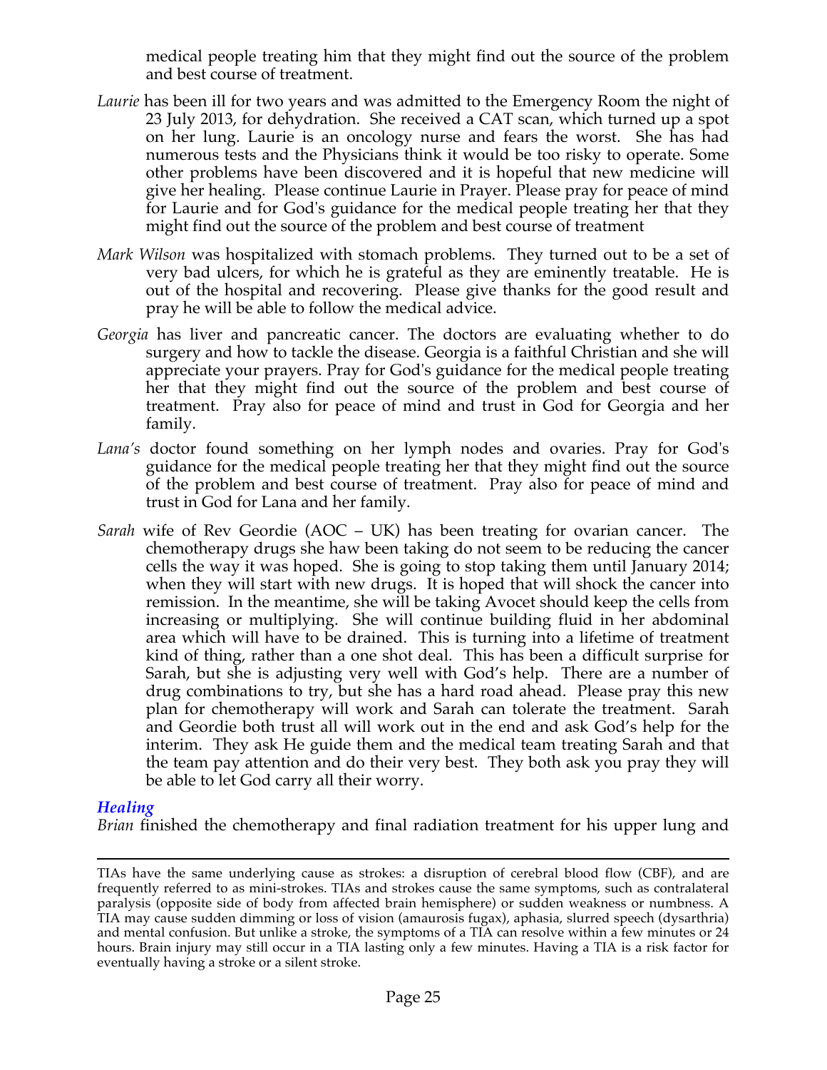medical people treating him that they might find out the source of the problem and best course of treatment.

*Laurie* has been ill for two years and was admitted to the Emergency Room the night of 23 July 2013, for dehydration. She received a CAT scan, which turned up a spot on her lung. Laurie is an oncology nurse and fears the worst. She has had numerous tests and the Physicians think it would be too risky to operate. Some other problems have been discovered and it is hopeful that new medicine will give her healing. Please continue Laurie in Prayer. Please pray for peace of mind for Laurie and for God's guidance for the medical people treating her that they might find out the source of the problem and best course of treatment

*Mark Wilson* was hospitalized with stomach problems. They turned out to be a set of very bad ulcers, for which he is grateful as they are eminently treatable. He is out of the hospital and recovering. Please give thanks for the good result and pray he will be able to follow the medical advice.

*Georgia* has liver and pancreatic cancer. The doctors are evaluating whether to do surgery and how to tackle the disease. Georgia is a faithful Christian and she will appreciate your prayers. Pray for God's guidance for the medical people treating her that they might find out the source of the problem and best course of treatment. Pray also for peace of mind and trust in God for Georgia and her family.

*Lana's* doctor found something on her lymph nodes and ovaries. Pray for God's guidance for the medical people treating her that they might find out the source of the problem and best course of treatment. Pray also for peace of mind and trust in God for Lana and her family.

*Sarah* wife of Rev Geordie (AOC – UK) has been treating for ovarian cancer. The chemotherapy drugs she haw been taking do not seem to be reducing the cancer cells the way it was hoped. She is going to stop taking them until January 2014; when they will start with new drugs. It is hoped that will shock the cancer into remission. In the meantime, she will be taking Avocet should keep the cells from increasing or multiplying. She will continue building fluid in her abdominal area which will have to be drained. This is turning into a lifetime of treatment kind of thing, rather than a one shot deal. This has been a difficult surprise for Sarah, but she is adjusting very well with God's help. There are a number of drug combinations to try, but she has a hard road ahead. Please pray this new plan for chemotherapy will work and Sarah can tolerate the treatment. Sarah and Geordie both trust all will work out in the end and ask God's help for the interim. They ask He guide them and the medical team treating Sarah and that the team pay attention and do their very best. They both ask you pray they will be able to let God carry all their worry.

### *Healing*

*Brian* finished the chemotherapy and final radiation treatment for his upper lung and

---

TIAs have the same underlying cause as strokes: a disruption of cerebral blood flow (CBF), and are frequently referred to as mini-strokes. TIAs and strokes cause the same symptoms, such as contralateral paralysis (opposite side of body from affected brain hemisphere) or sudden weakness or numbness. A TIA may cause sudden dimming or loss of vision (amaurosis fugax), aphasia, slurred speech (dysarthria) and mental confusion. But unlike a stroke, the symptoms of a TIA can resolve within a few minutes or 24 hours. Brain injury may still occur in a TIA lasting only a few minutes. Having a TIA is a risk factor for eventually having a stroke or a silent stroke.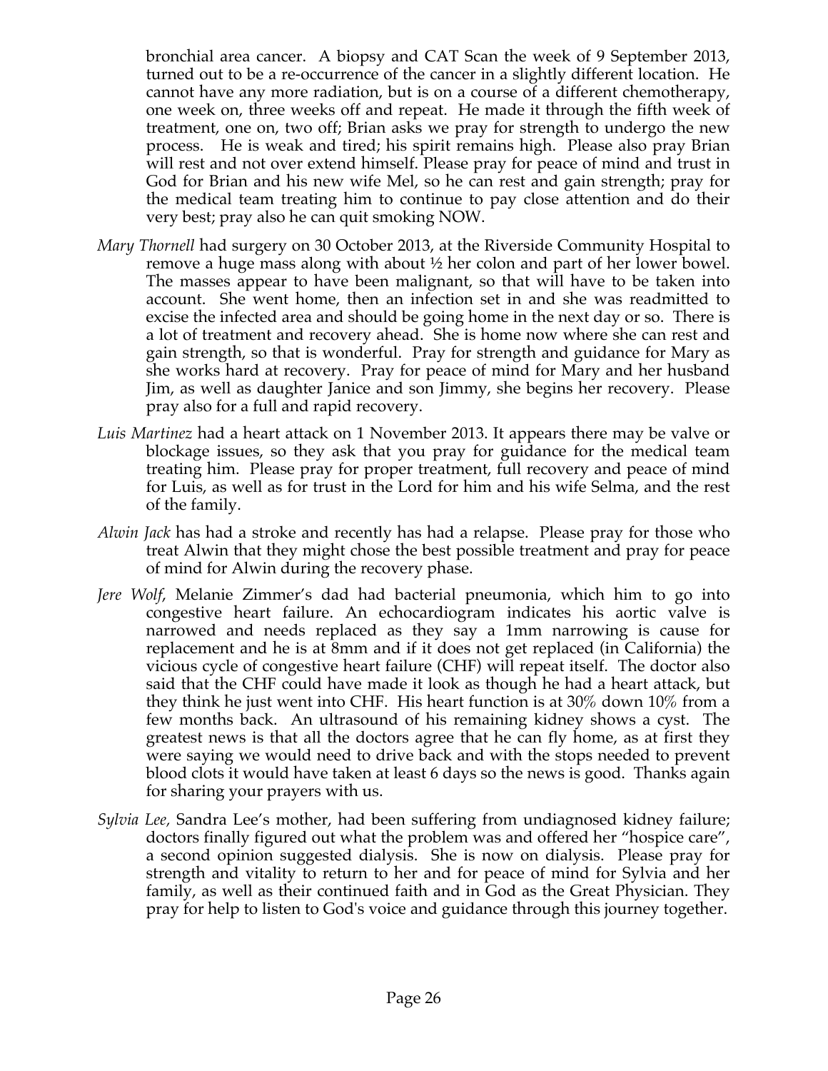bronchial area cancer. A biopsy and CAT Scan the week of 9 September 2013, turned out to be a re-occurrence of the cancer in a slightly different location. He cannot have any more radiation, but is on a course of a different chemotherapy, one week on, three weeks off and repeat. He made it through the fifth week of treatment, one on, two off; Brian asks we pray for strength to undergo the new process. He is weak and tired; his spirit remains high. Please also pray Brian will rest and not over extend himself. Please pray for peace of mind and trust in God for Brian and his new wife Mel, so he can rest and gain strength; pray for the medical team treating him to continue to pay close attention and do their very best; pray also he can quit smoking NOW.

- *Mary Thornell* had surgery on 30 October 2013, at the Riverside Community Hospital to remove a huge mass along with about ½ her colon and part of her lower bowel. The masses appear to have been malignant, so that will have to be taken into account. She went home, then an infection set in and she was readmitted to excise the infected area and should be going home in the next day or so. There is a lot of treatment and recovery ahead. She is home now where she can rest and gain strength, so that is wonderful. Pray for strength and guidance for Mary as she works hard at recovery. Pray for peace of mind for Mary and her husband Jim, as well as daughter Janice and son Jimmy, she begins her recovery. Please pray also for a full and rapid recovery.
- *Luis Martinez* had a heart attack on 1 November 2013. It appears there may be valve or blockage issues, so they ask that you pray for guidance for the medical team treating him. Please pray for proper treatment, full recovery and peace of mind for Luis, as well as for trust in the Lord for him and his wife Selma, and the rest of the family.
- *Alwin Jack* has had a stroke and recently has had a relapse. Please pray for those who treat Alwin that they might chose the best possible treatment and pray for peace of mind for Alwin during the recovery phase.
- *Jere Wolf*, Melanie Zimmer's dad had bacterial pneumonia, which him to go into congestive heart failure. An echocardiogram indicates his aortic valve is narrowed and needs replaced as they say a 1mm narrowing is cause for replacement and he is at 8mm and if it does not get replaced (in California) the vicious cycle of congestive heart failure (CHF) will repeat itself. The doctor also said that the CHF could have made it look as though he had a heart attack, but they think he just went into CHF. His heart function is at 30% down 10% from a few months back. An ultrasound of his remaining kidney shows a cyst. The greatest news is that all the doctors agree that he can fly home, as at first they were saying we would need to drive back and with the stops needed to prevent blood clots it would have taken at least 6 days so the news is good. Thanks again for sharing your prayers with us.
- *Sylvia Lee,* Sandra Lee's mother, had been suffering from undiagnosed kidney failure; doctors finally figured out what the problem was and offered her "hospice care", a second opinion suggested dialysis. She is now on dialysis. Please pray for strength and vitality to return to her and for peace of mind for Sylvia and her family, as well as their continued faith and in God as the Great Physician. They pray for help to listen to God's voice and guidance through this journey together.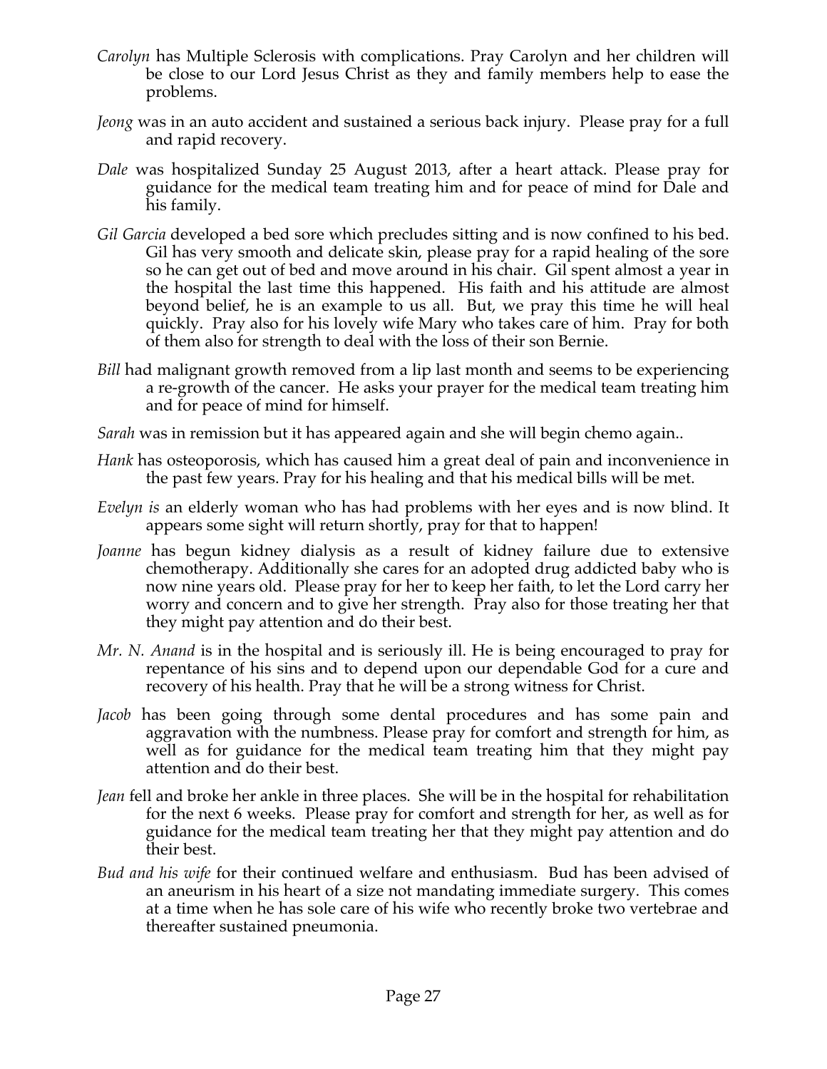*Carolyn* has Multiple Sclerosis with complications. Pray Carolyn and her children will be close to our Lord Jesus Christ as they and family members help to ease the problems.

*Jeong* was in an auto accident and sustained a serious back injury. Please pray for a full and rapid recovery.

*Dale* was hospitalized Sunday 25 August 2013, after a heart attack. Please pray for guidance for the medical team treating him and for peace of mind for Dale and his family.

*Gil Garcia* developed a bed sore which precludes sitting and is now confined to his bed. Gil has very smooth and delicate skin, please pray for a rapid healing of the sore so he can get out of bed and move around in his chair. Gil spent almost a year in the hospital the last time this happened. His faith and his attitude are almost beyond belief, he is an example to us all. But, we pray this time he will heal quickly. Pray also for his lovely wife Mary who takes care of him. Pray for both of them also for strength to deal with the loss of their son Bernie.

*Bill* had malignant growth removed from a lip last month and seems to be experiencing a re-growth of the cancer. He asks your prayer for the medical team treating him and for peace of mind for himself.

*Sarah* was in remission but it has appeared again and she will begin chemo again..

*Hank* has osteoporosis, which has caused him a great deal of pain and inconvenience in the past few years. Pray for his healing and that his medical bills will be met.

*Evelyn is* an elderly woman who has had problems with her eyes and is now blind. It appears some sight will return shortly, pray for that to happen!

*Joanne* has begun kidney dialysis as a result of kidney failure due to extensive chemotherapy. Additionally she cares for an adopted drug addicted baby who is now nine years old. Please pray for her to keep her faith, to let the Lord carry her worry and concern and to give her strength. Pray also for those treating her that they might pay attention and do their best.

*Mr. N. Anand* is in the hospital and is seriously ill. He is being encouraged to pray for repentance of his sins and to depend upon our dependable God for a cure and recovery of his health. Pray that he will be a strong witness for Christ.

*Jacob* has been going through some dental procedures and has some pain and aggravation with the numbness. Please pray for comfort and strength for him, as well as for guidance for the medical team treating him that they might pay attention and do their best.

*Jean* fell and broke her ankle in three places. She will be in the hospital for rehabilitation for the next 6 weeks. Please pray for comfort and strength for her, as well as for guidance for the medical team treating her that they might pay attention and do their best.

*Bud and his wife* for their continued welfare and enthusiasm. Bud has been advised of an aneurism in his heart of a size not mandating immediate surgery. This comes at a time when he has sole care of his wife who recently broke two vertebrae and thereafter sustained pneumonia.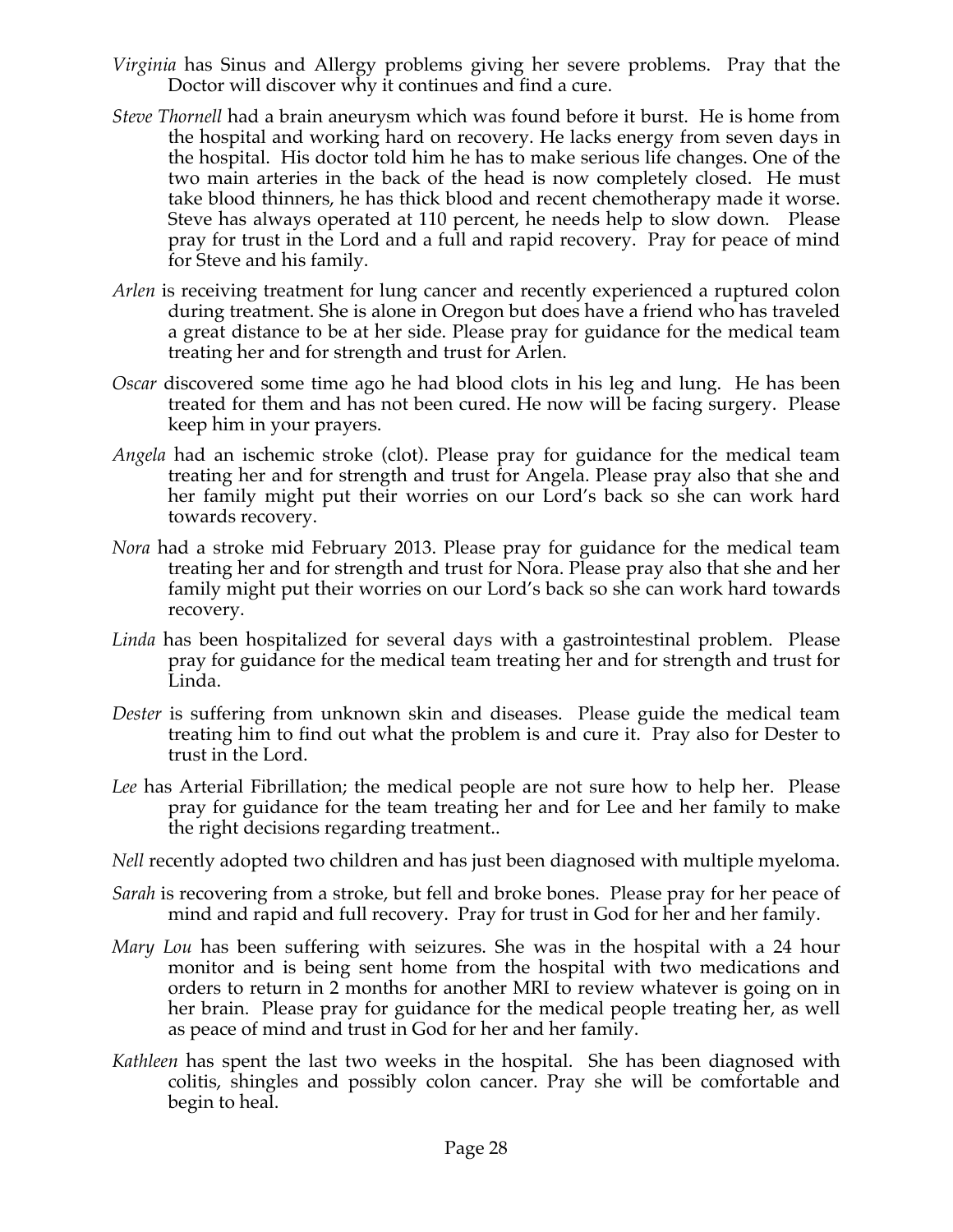*Virginia* has Sinus and Allergy problems giving her severe problems. Pray that the Doctor will discover why it continues and find a cure.

*Steve Thornell* had a brain aneurysm which was found before it burst. He is home from the hospital and working hard on recovery. He lacks energy from seven days in the hospital. His doctor told him he has to make serious life changes. One of the two main arteries in the back of the head is now completely closed. He must take blood thinners, he has thick blood and recent chemotherapy made it worse. Steve has always operated at 110 percent, he needs help to slow down. Please pray for trust in the Lord and a full and rapid recovery. Pray for peace of mind for Steve and his family.

*Arlen* is receiving treatment for lung cancer and recently experienced a ruptured colon during treatment. She is alone in Oregon but does have a friend who has traveled a great distance to be at her side. Please pray for guidance for the medical team treating her and for strength and trust for Arlen.

*Oscar* discovered some time ago he had blood clots in his leg and lung. He has been treated for them and has not been cured. He now will be facing surgery. Please keep him in your prayers.

*Angela* had an ischemic stroke (clot). Please pray for guidance for the medical team treating her and for strength and trust for Angela. Please pray also that she and her family might put their worries on our Lord's back so she can work hard towards recovery.

*Nora* had a stroke mid February 2013. Please pray for guidance for the medical team treating her and for strength and trust for Nora. Please pray also that she and her family might put their worries on our Lord's back so she can work hard towards recovery.

*Linda* has been hospitalized for several days with a gastrointestinal problem. Please pray for guidance for the medical team treating her and for strength and trust for Linda.

*Dester* is suffering from unknown skin and diseases. Please guide the medical team treating him to find out what the problem is and cure it. Pray also for Dester to trust in the Lord.

*Lee* has Arterial Fibrillation; the medical people are not sure how to help her. Please pray for guidance for the team treating her and for Lee and her family to make the right decisions regarding treatment..

*Nell* recently adopted two children and has just been diagnosed with multiple myeloma.

*Sarah* is recovering from a stroke, but fell and broke bones. Please pray for her peace of mind and rapid and full recovery. Pray for trust in God for her and her family.

*Mary Lou* has been suffering with seizures. She was in the hospital with a 24 hour monitor and is being sent home from the hospital with two medications and orders to return in 2 months for another MRI to review whatever is going on in her brain. Please pray for guidance for the medical people treating her, as well as peace of mind and trust in God for her and her family.

*Kathleen* has spent the last two weeks in the hospital. She has been diagnosed with colitis, shingles and possibly colon cancer. Pray she will be comfortable and begin to heal.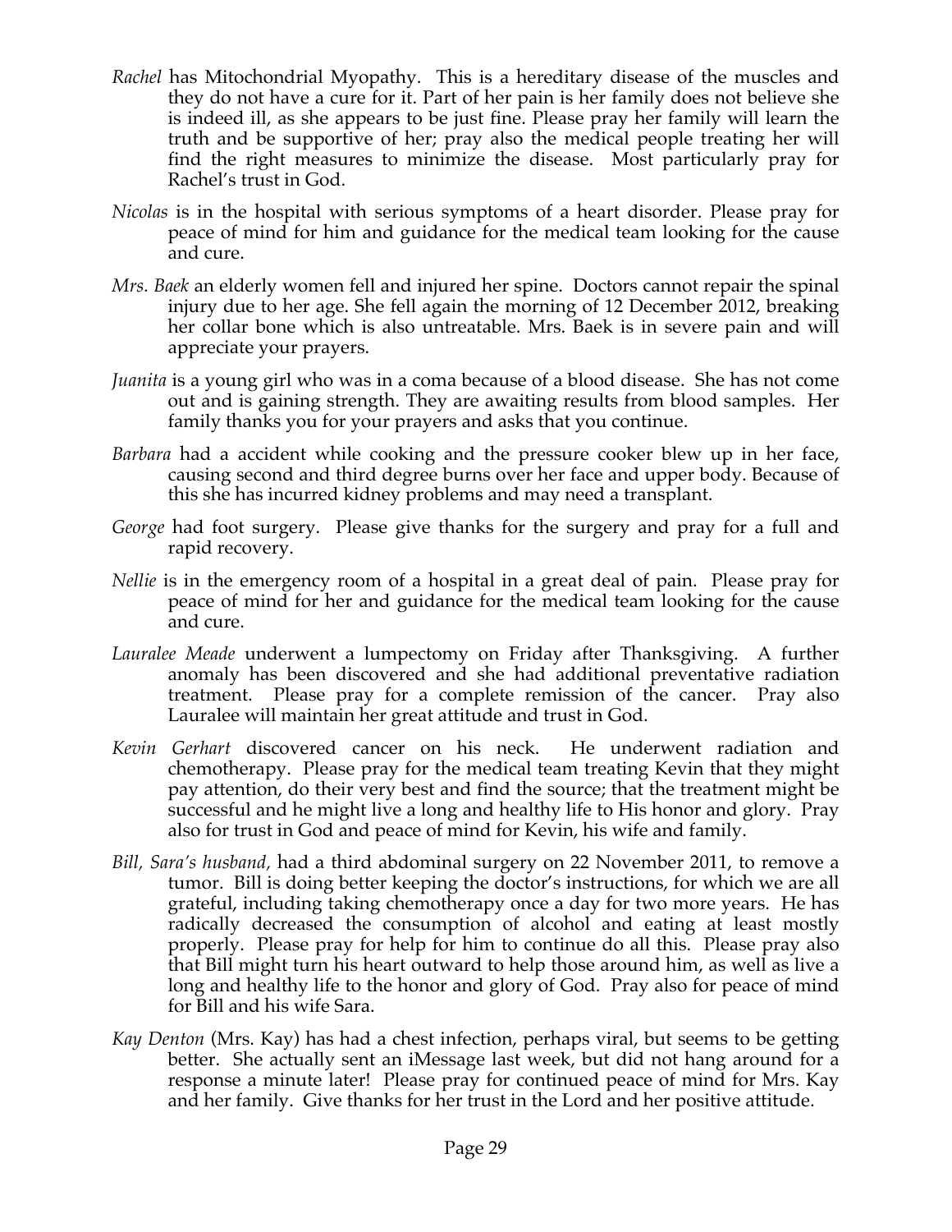*Rachel* has Mitochondrial Myopathy. This is a hereditary disease of the muscles and they do not have a cure for it. Part of her pain is her family does not believe she is indeed ill, as she appears to be just fine. Please pray her family will learn the truth and be supportive of her; pray also the medical people treating her will find the right measures to minimize the disease. Most particularly pray for Rachel's trust in God.

*Nicolas* is in the hospital with serious symptoms of a heart disorder. Please pray for peace of mind for him and guidance for the medical team looking for the cause and cure.

*Mrs. Baek* an elderly women fell and injured her spine. Doctors cannot repair the spinal injury due to her age. She fell again the morning of 12 December 2012, breaking her collar bone which is also untreatable. Mrs. Baek is in severe pain and will appreciate your prayers.

*Juanita* is a young girl who was in a coma because of a blood disease. She has not come out and is gaining strength. They are awaiting results from blood samples. Her family thanks you for your prayers and asks that you continue.

*Barbara* had a accident while cooking and the pressure cooker blew up in her face, causing second and third degree burns over her face and upper body. Because of this she has incurred kidney problems and may need a transplant.

*George* had foot surgery. Please give thanks for the surgery and pray for a full and rapid recovery.

*Nellie* is in the emergency room of a hospital in a great deal of pain. Please pray for peace of mind for her and guidance for the medical team looking for the cause and cure.

*Lauralee Meade* underwent a lumpectomy on Friday after Thanksgiving. A further anomaly has been discovered and she had additional preventative radiation treatment. Please pray for a complete remission of the cancer. Pray also Lauralee will maintain her great attitude and trust in God.

*Kevin Gerhart* discovered cancer on his neck. He underwent radiation and chemotherapy. Please pray for the medical team treating Kevin that they might pay attention, do their very best and find the source; that the treatment might be successful and he might live a long and healthy life to His honor and glory. Pray also for trust in God and peace of mind for Kevin, his wife and family.

*Bill, Sara's husband,* had a third abdominal surgery on 22 November 2011, to remove a tumor. Bill is doing better keeping the doctor's instructions, for which we are all grateful, including taking chemotherapy once a day for two more years. He has radically decreased the consumption of alcohol and eating at least mostly properly. Please pray for help for him to continue do all this. Please pray also that Bill might turn his heart outward to help those around him, as well as live a long and healthy life to the honor and glory of God. Pray also for peace of mind for Bill and his wife Sara.

*Kay Denton* (Mrs. Kay) has had a chest infection, perhaps viral, but seems to be getting better. She actually sent an iMessage last week, but did not hang around for a response a minute later! Please pray for continued peace of mind for Mrs. Kay and her family. Give thanks for her trust in the Lord and her positive attitude.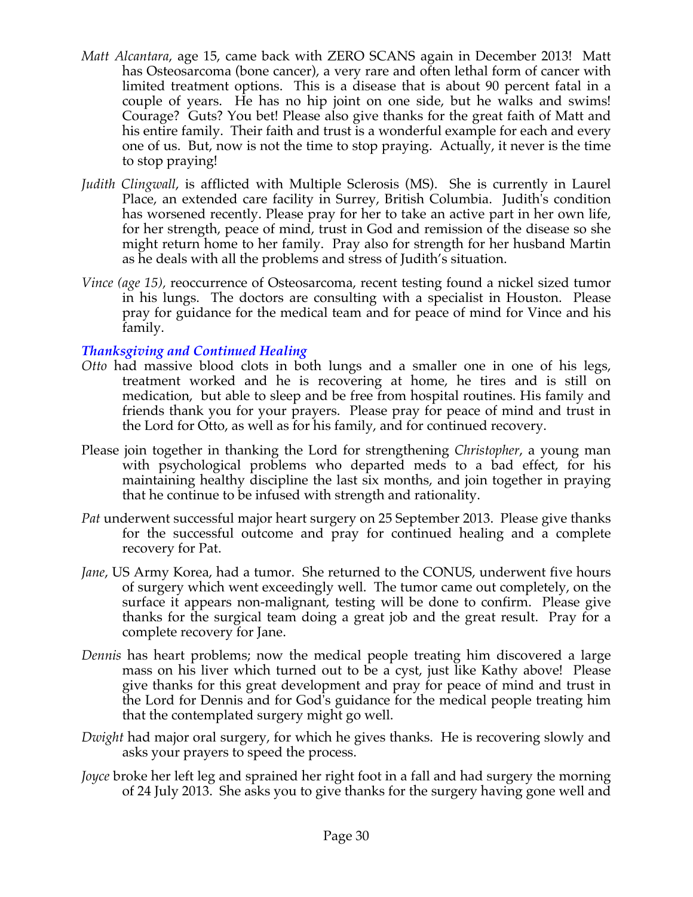*Matt Alcantara*, age 15, came back with ZERO SCANS again in December 2013! Matt has Osteosarcoma (bone cancer), a very rare and often lethal form of cancer with limited treatment options. This is a disease that is about 90 percent fatal in a couple of years. He has no hip joint on one side, but he walks and swims! Courage? Guts? You bet! Please also give thanks for the great faith of Matt and his entire family. Their faith and trust is a wonderful example for each and every one of us. But, now is not the time to stop praying. Actually, it never is the time to stop praying!

*Judith Clingwall*, is afflicted with Multiple Sclerosis (MS). She is currently in Laurel Place, an extended care facility in Surrey, British Columbia. Judith's condition has worsened recently. Please pray for her to take an active part in her own life, for her strength, peace of mind, trust in God and remission of the disease so she might return home to her family. Pray also for strength for her husband Martin as he deals with all the problems and stress of Judith's situation.

*Vince (age 15),* reoccurrence of Osteosarcoma, recent testing found a nickel sized tumor in his lungs. The doctors are consulting with a specialist in Houston. Please pray for guidance for the medical team and for peace of mind for Vince and his family.

### *Thanksgiving and Continued Healing*

*Otto* had massive blood clots in both lungs and a smaller one in one of his legs, treatment worked and he is recovering at home, he tires and is still on medication, but able to sleep and be free from hospital routines. His family and friends thank you for your prayers. Please pray for peace of mind and trust in the Lord for Otto, as well as for his family, and for continued recovery.

Please join together in thanking the Lord for strengthening *Christopher*, a young man with psychological problems who departed meds to a bad effect, for his maintaining healthy discipline the last six months, and join together in praying that he continue to be infused with strength and rationality.

*Pat* underwent successful major heart surgery on 25 September 2013. Please give thanks for the successful outcome and pray for continued healing and a complete recovery for Pat.

*Jane*, US Army Korea, had a tumor. She returned to the CONUS, underwent five hours of surgery which went exceedingly well. The tumor came out completely, on the surface it appears non-malignant, testing will be done to confirm. Please give thanks for the surgical team doing a great job and the great result. Pray for a complete recovery for Jane.

*Dennis* has heart problems; now the medical people treating him discovered a large mass on his liver which turned out to be a cyst, just like Kathy above! Please give thanks for this great development and pray for peace of mind and trust in the Lord for Dennis and for God's guidance for the medical people treating him that the contemplated surgery might go well.

*Dwight* had major oral surgery, for which he gives thanks. He is recovering slowly and asks your prayers to speed the process.

*Joyce* broke her left leg and sprained her right foot in a fall and had surgery the morning of 24 July 2013. She asks you to give thanks for the surgery having gone well and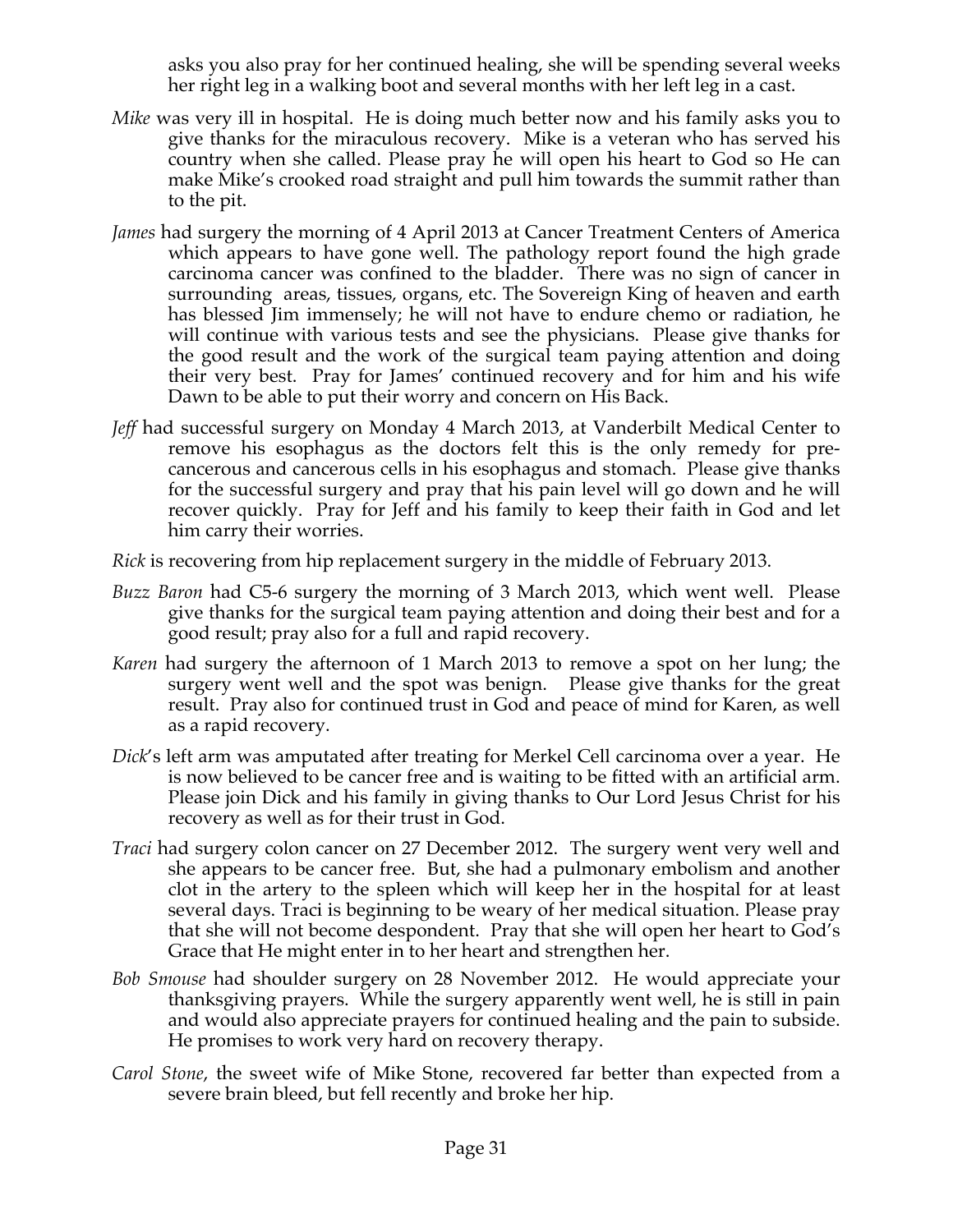asks you also pray for her continued healing, she will be spending several weeks her right leg in a walking boot and several months with her left leg in a cast.

*Mike* was very ill in hospital. He is doing much better now and his family asks you to give thanks for the miraculous recovery. Mike is a veteran who has served his country when she called. Please pray he will open his heart to God so He can make Mike's crooked road straight and pull him towards the summit rather than to the pit.

*James* had surgery the morning of 4 April 2013 at Cancer Treatment Centers of America which appears to have gone well. The pathology report found the high grade carcinoma cancer was confined to the bladder. There was no sign of cancer in surrounding areas, tissues, organs, etc. The Sovereign King of heaven and earth has blessed Jim immensely; he will not have to endure chemo or radiation, he will continue with various tests and see the physicians. Please give thanks for the good result and the work of the surgical team paying attention and doing their very best. Pray for James' continued recovery and for him and his wife Dawn to be able to put their worry and concern on His Back.

*Jeff* had successful surgery on Monday 4 March 2013, at Vanderbilt Medical Center to remove his esophagus as the doctors felt this is the only remedy for pre-cancerous and cancerous cells in his esophagus and stomach. Please give thanks for the successful surgery and pray that his pain level will go down and he will recover quickly. Pray for Jeff and his family to keep their faith in God and let him carry their worries.

*Rick* is recovering from hip replacement surgery in the middle of February 2013.

*Buzz Baron* had C5-6 surgery the morning of 3 March 2013, which went well. Please give thanks for the surgical team paying attention and doing their best and for a good result; pray also for a full and rapid recovery.

*Karen* had surgery the afternoon of 1 March 2013 to remove a spot on her lung; the surgery went well and the spot was benign. Please give thanks for the great result. Pray also for continued trust in God and peace of mind for Karen, as well as a rapid recovery.

*Dick*'s left arm was amputated after treating for Merkel Cell carcinoma over a year. He is now believed to be cancer free and is waiting to be fitted with an artificial arm. Please join Dick and his family in giving thanks to Our Lord Jesus Christ for his recovery as well as for their trust in God.

*Traci* had surgery colon cancer on 27 December 2012. The surgery went very well and she appears to be cancer free. But, she had a pulmonary embolism and another clot in the artery to the spleen which will keep her in the hospital for at least several days. Traci is beginning to be weary of her medical situation. Please pray that she will not become despondent. Pray that she will open her heart to God's Grace that He might enter in to her heart and strengthen her.

*Bob Smouse* had shoulder surgery on 28 November 2012. He would appreciate your thanksgiving prayers. While the surgery apparently went well, he is still in pain and would also appreciate prayers for continued healing and the pain to subside. He promises to work very hard on recovery therapy.

*Carol Stone*, the sweet wife of Mike Stone, recovered far better than expected from a severe brain bleed, but fell recently and broke her hip.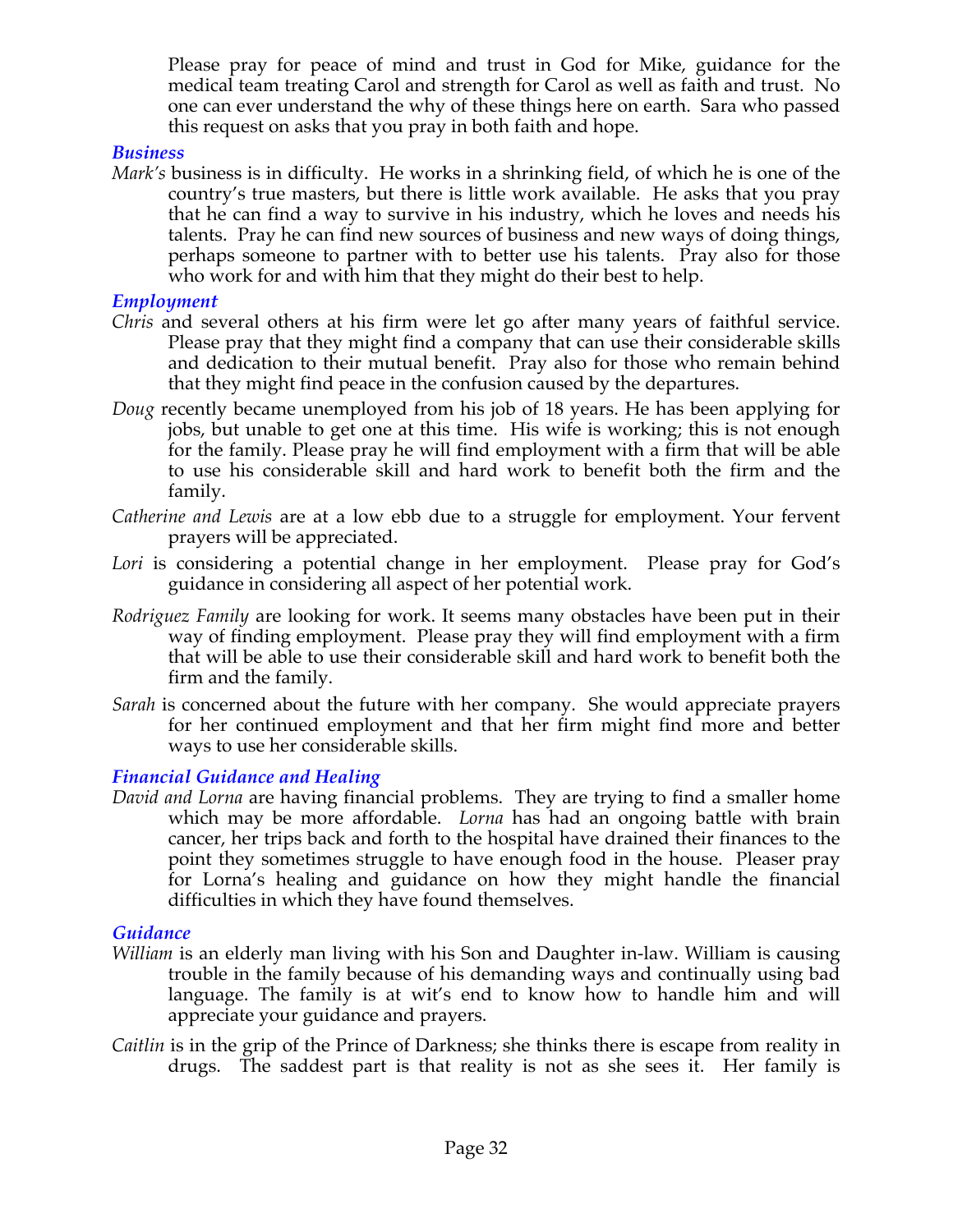Please pray for peace of mind and trust in God for Mike, guidance for the medical team treating Carol and strength for Carol as well as faith and trust. No one can ever understand the why of these things here on earth. Sara who passed this request on asks that you pray in both faith and hope.

### *Business*

*Mark's* business is in difficulty. He works in a shrinking field, of which he is one of the country's true masters, but there is little work available. He asks that you pray that he can find a way to survive in his industry, which he loves and needs his talents. Pray he can find new sources of business and new ways of doing things, perhaps someone to partner with to better use his talents. Pray also for those who work for and with him that they might do their best to help.

### *Employment*

*Chris* and several others at his firm were let go after many years of faithful service. Please pray that they might find a company that can use their considerable skills and dedication to their mutual benefit. Pray also for those who remain behind that they might find peace in the confusion caused by the departures.

*Doug* recently became unemployed from his job of 18 years. He has been applying for jobs, but unable to get one at this time. His wife is working; this is not enough for the family. Please pray he will find employment with a firm that will be able to use his considerable skill and hard work to benefit both the firm and the family.

*Catherine and Lewis* are at a low ebb due to a struggle for employment. Your fervent prayers will be appreciated.

*Lori* is considering a potential change in her employment. Please pray for God's guidance in considering all aspect of her potential work.

*Rodriguez Family* are looking for work. It seems many obstacles have been put in their way of finding employment. Please pray they will find employment with a firm that will be able to use their considerable skill and hard work to benefit both the firm and the family.

*Sarah* is concerned about the future with her company. She would appreciate prayers for her continued employment and that her firm might find more and better ways to use her considerable skills.

### *Financial Guidance and Healing*

*David and Lorna* are having financial problems. They are trying to find a smaller home which may be more affordable. *Lorna* has had an ongoing battle with brain cancer, her trips back and forth to the hospital have drained their finances to the point they sometimes struggle to have enough food in the house. Pleaser pray for Lorna's healing and guidance on how they might handle the financial difficulties in which they have found themselves.

### *Guidance*

*William* is an elderly man living with his Son and Daughter in-law. William is causing trouble in the family because of his demanding ways and continually using bad language. The family is at wit's end to know how to handle him and will appreciate your guidance and prayers.

*Caitlin* is in the grip of the Prince of Darkness; she thinks there is escape from reality in drugs. The saddest part is that reality is not as she sees it. Her family is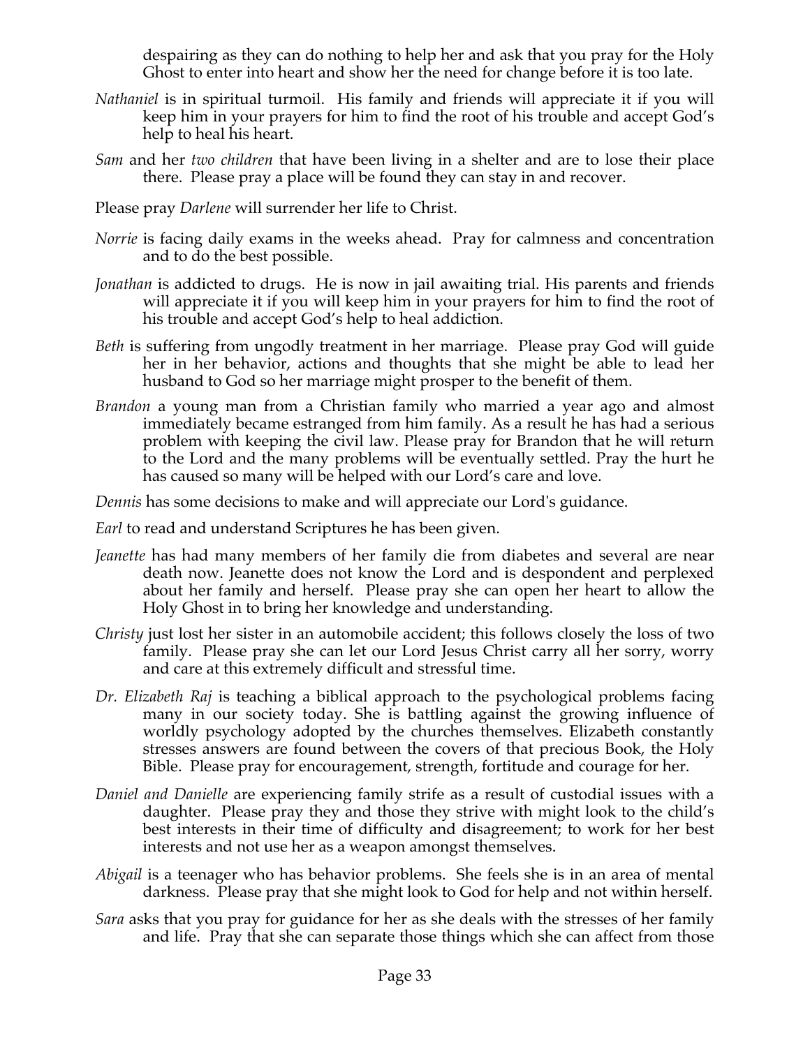despairing as they can do nothing to help her and ask that you pray for the Holy Ghost to enter into heart and show her the need for change before it is too late.

*Nathaniel* is in spiritual turmoil. His family and friends will appreciate it if you will keep him in your prayers for him to find the root of his trouble and accept God's help to heal his heart.

*Sam* and her *two children* that have been living in a shelter and are to lose their place there. Please pray a place will be found they can stay in and recover.

Please pray *Darlene* will surrender her life to Christ.

*Norrie* is facing daily exams in the weeks ahead. Pray for calmness and concentration and to do the best possible.

*Jonathan* is addicted to drugs. He is now in jail awaiting trial. His parents and friends will appreciate it if you will keep him in your prayers for him to find the root of his trouble and accept God's help to heal addiction.

*Beth* is suffering from ungodly treatment in her marriage. Please pray God will guide her in her behavior, actions and thoughts that she might be able to lead her husband to God so her marriage might prosper to the benefit of them.

*Brandon* a young man from a Christian family who married a year ago and almost immediately became estranged from him family. As a result he has had a serious problem with keeping the civil law. Please pray for Brandon that he will return to the Lord and the many problems will be eventually settled. Pray the hurt he has caused so many will be helped with our Lord's care and love.

*Dennis* has some decisions to make and will appreciate our Lord's guidance.

*Earl* to read and understand Scriptures he has been given.

*Jeanette* has had many members of her family die from diabetes and several are near death now. Jeanette does not know the Lord and is despondent and perplexed about her family and herself. Please pray she can open her heart to allow the Holy Ghost in to bring her knowledge and understanding.

*Christy* just lost her sister in an automobile accident; this follows closely the loss of two family. Please pray she can let our Lord Jesus Christ carry all her sorry, worry and care at this extremely difficult and stressful time.

*Dr. Elizabeth Raj* is teaching a biblical approach to the psychological problems facing many in our society today. She is battling against the growing influence of worldly psychology adopted by the churches themselves. Elizabeth constantly stresses answers are found between the covers of that precious Book, the Holy Bible. Please pray for encouragement, strength, fortitude and courage for her.

*Daniel and Danielle* are experiencing family strife as a result of custodial issues with a daughter. Please pray they and those they strive with might look to the child's best interests in their time of difficulty and disagreement; to work for her best interests and not use her as a weapon amongst themselves.

*Abigail* is a teenager who has behavior problems. She feels she is in an area of mental darkness. Please pray that she might look to God for help and not within herself.

*Sara* asks that you pray for guidance for her as she deals with the stresses of her family and life. Pray that she can separate those things which she can affect from those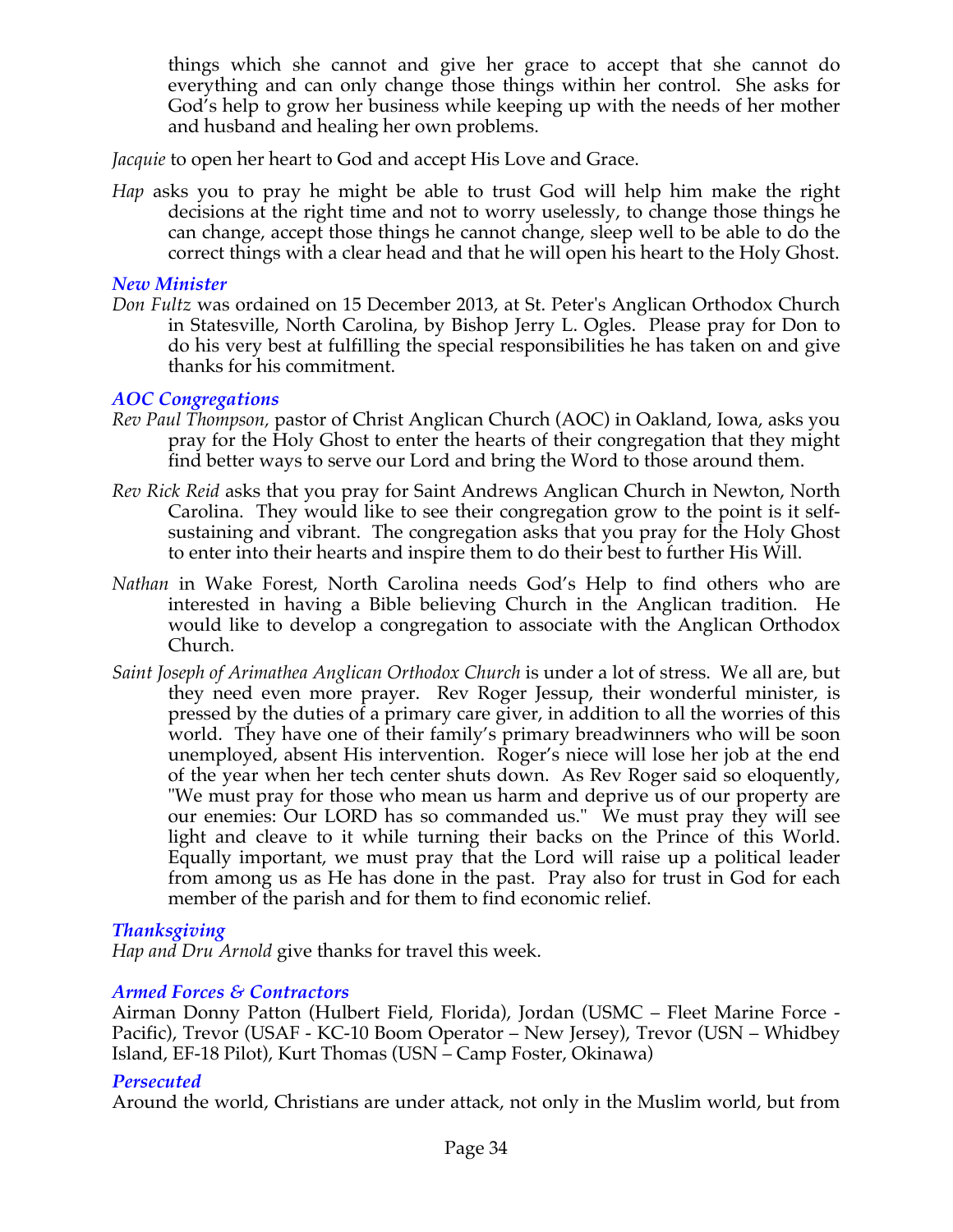things which she cannot and give her grace to accept that she cannot do everything and can only change those things within her control. She asks for God's help to grow her business while keeping up with the needs of her mother and husband and healing her own problems.

*Jacquie* to open her heart to God and accept His Love and Grace.

*Hap* asks you to pray he might be able to trust God will help him make the right decisions at the right time and not to worry uselessly, to change those things he can change, accept those things he cannot change, sleep well to be able to do the correct things with a clear head and that he will open his heart to the Holy Ghost.

### *New Minister*

*Don Fultz* was ordained on 15 December 2013, at St. Peter's Anglican Orthodox Church in Statesville, North Carolina, by Bishop Jerry L. Ogles. Please pray for Don to do his very best at fulfilling the special responsibilities he has taken on and give thanks for his commitment.

### *AOC Congregations*

*Rev Paul Thompson,* pastor of Christ Anglican Church (AOC) in Oakland, Iowa, asks you pray for the Holy Ghost to enter the hearts of their congregation that they might find better ways to serve our Lord and bring the Word to those around them.

*Rev Rick Reid* asks that you pray for Saint Andrews Anglican Church in Newton, North Carolina. They would like to see their congregation grow to the point is it self-sustaining and vibrant. The congregation asks that you pray for the Holy Ghost to enter into their hearts and inspire them to do their best to further His Will.

*Nathan* in Wake Forest, North Carolina needs God's Help to find others who are interested in having a Bible believing Church in the Anglican tradition. He would like to develop a congregation to associate with the Anglican Orthodox Church.

*Saint Joseph of Arimathea Anglican Orthodox Church* is under a lot of stress. We all are, but they need even more prayer. Rev Roger Jessup, their wonderful minister, is pressed by the duties of a primary care giver, in addition to all the worries of this world. They have one of their family's primary breadwinners who will be soon unemployed, absent His intervention. Roger's niece will lose her job at the end of the year when her tech center shuts down. As Rev Roger said so eloquently, "We must pray for those who mean us harm and deprive us of our property are our enemies: Our LORD has so commanded us." We must pray they will see light and cleave to it while turning their backs on the Prince of this World. Equally important, we must pray that the Lord will raise up a political leader from among us as He has done in the past. Pray also for trust in God for each member of the parish and for them to find economic relief.

### *Thanksgiving*

*Hap and Dru Arnold* give thanks for travel this week.

### *Armed Forces & Contractors*

Airman Donny Patton (Hulbert Field, Florida), Jordan (USMC – Fleet Marine Force - Pacific), Trevor (USAF - KC-10 Boom Operator – New Jersey), Trevor (USN – Whidbey Island, EF-18 Pilot), Kurt Thomas (USN – Camp Foster, Okinawa)

### *Persecuted*

Around the world, Christians are under attack, not only in the Muslim world, but from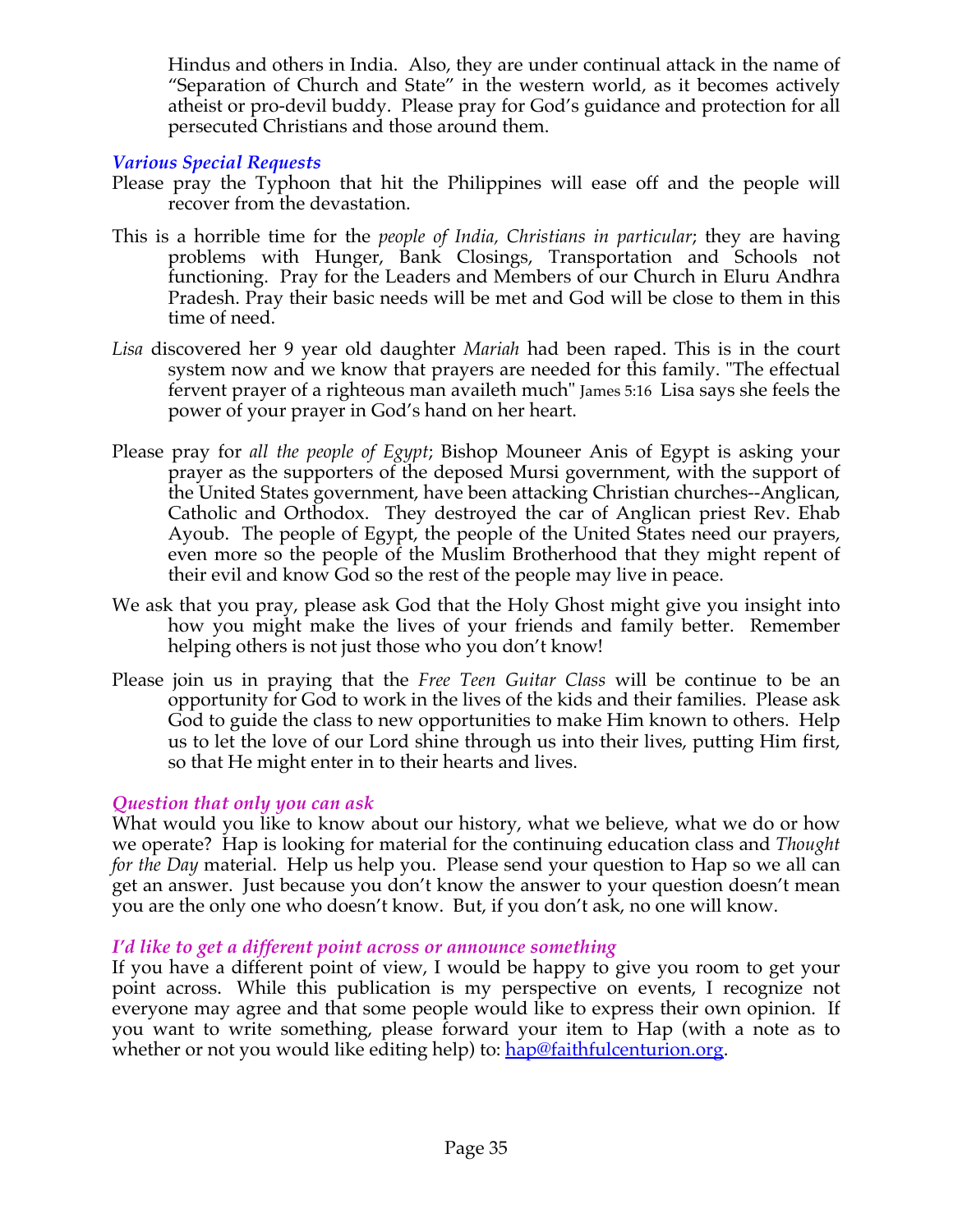Hindus and others in India. Also, they are under continual attack in the name of "Separation of Church and State" in the western world, as it becomes actively atheist or pro-devil buddy. Please pray for God's guidance and protection for all persecuted Christians and those around them.

### *Various Special Requests*

Please pray the Typhoon that hit the Philippines will ease off and the people will recover from the devastation.

This is a horrible time for the *people of India, Christians in particular*; they are having problems with Hunger, Bank Closings, Transportation and Schools not functioning. Pray for the Leaders and Members of our Church in Eluru Andhra Pradesh. Pray their basic needs will be met and God will be close to them in this time of need.

*Lisa* discovered her 9 year old daughter *Mariah* had been raped. This is in the court system now and we know that prayers are needed for this family. "The effectual fervent prayer of a righteous man availeth much" James 5:16 Lisa says she feels the power of your prayer in God's hand on her heart.

Please pray for *all the people of Egypt*; Bishop Mouneer Anis of Egypt is asking your prayer as the supporters of the deposed Mursi government, with the support of the United States government, have been attacking Christian churches--Anglican, Catholic and Orthodox. They destroyed the car of Anglican priest Rev. Ehab Ayoub. The people of Egypt, the people of the United States need our prayers, even more so the people of the Muslim Brotherhood that they might repent of their evil and know God so the rest of the people may live in peace.

We ask that you pray, please ask God that the Holy Ghost might give you insight into how you might make the lives of your friends and family better. Remember helping others is not just those who you don't know!

Please join us in praying that the *Free Teen Guitar Class* will be continue to be an opportunity for God to work in the lives of the kids and their families. Please ask God to guide the class to new opportunities to make Him known to others. Help us to let the love of our Lord shine through us into their lives, putting Him first, so that He might enter in to their hearts and lives.

### *Question that only you can ask*

What would you like to know about our history, what we believe, what we do or how we operate? Hap is looking for material for the continuing education class and *Thought for the Day* material. Help us help you. Please send your question to Hap so we all can get an answer. Just because you don't know the answer to your question doesn't mean you are the only one who doesn't know. But, if you don't ask, no one will know.

### *I'd like to get a different point across or announce something*

If you have a different point of view, I would be happy to give you room to get your point across. While this publication is my perspective on events, I recognize not everyone may agree and that some people would like to express their own opinion. If you want to write something, please forward your item to Hap (with a note as to whether or not you would like editing help) to: [hap@faithfulcenturion.org](mailto:hap@faithfulcenturion.org).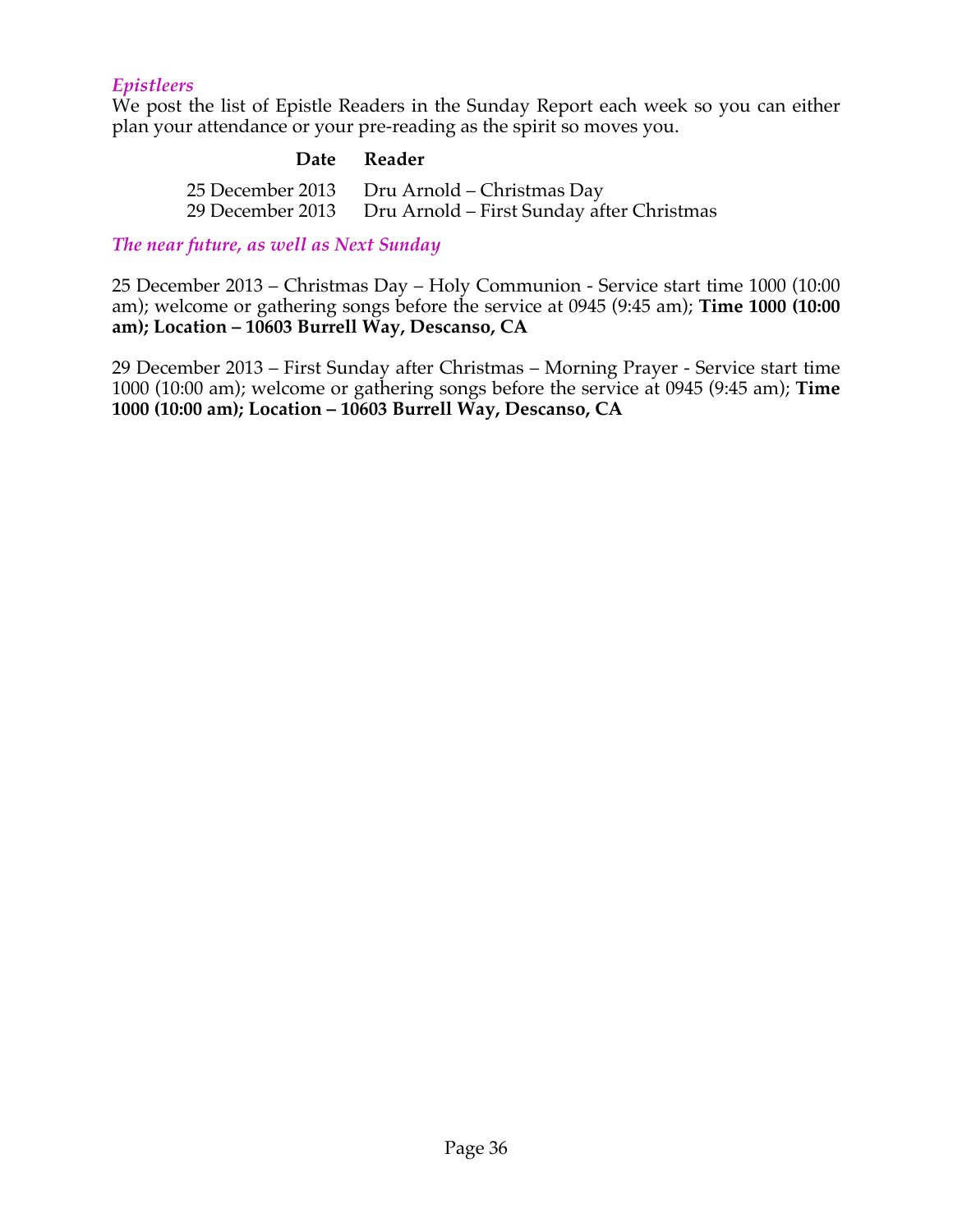### *Epistleers*

We post the list of Epistle Readers in the Sunday Report each week so you can either plan your attendance or your pre-reading as the spirit so moves you.

| Date | Reader |
|---|---|
| 25 December 2013 | Dru Arnold – Christmas Day |
| 29 December 2013 | Dru Arnold – First Sunday after Christmas |

### *The near future, as well as Next Sunday*

25 December 2013 – Christmas Day – Holy Communion - Service start time 1000 (10:00 am); welcome or gathering songs before the service at 0945 (9:45 am); **Time 1000 (10:00 am); Location – 10603 Burrell Way, Descanso, CA**

29 December 2013 – First Sunday after Christmas – Morning Prayer - Service start time 1000 (10:00 am); welcome or gathering songs before the service at 0945 (9:45 am); **Time 1000 (10:00 am); Location – 10603 Burrell Way, Descanso, CA**